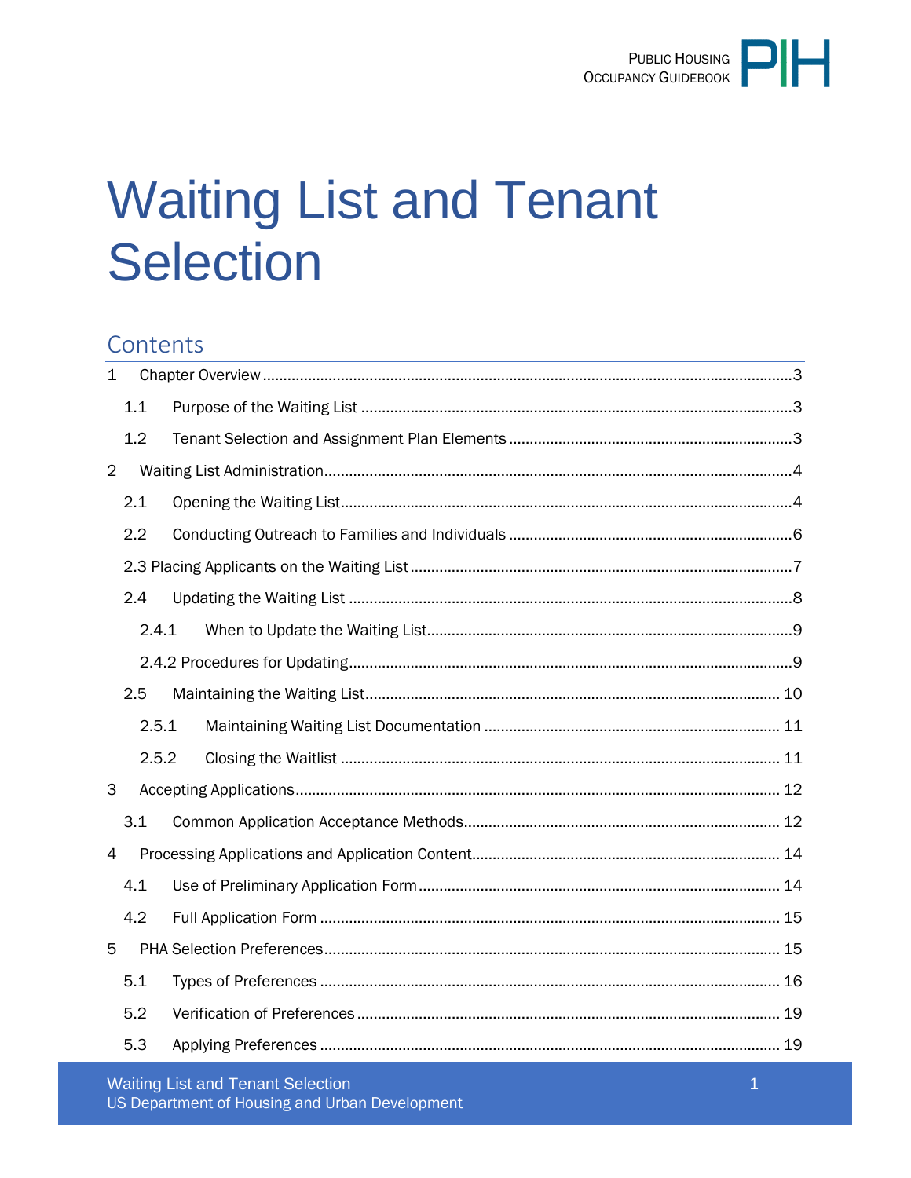# Waiting List and Tenant Selection

## Contents

- 1 Chapter Overview ... 3
  - 1.1 Purpose of the Waiting List ... 3
  - 1.2 Tenant Selection and Assignment Plan Elements ... 3
- 2 Waiting List Administration ... 4
  - 2.1 Opening the Waiting List ... 4
  - 2.2 Conducting Outreach to Families and Individuals ... 6
  - 2.3 Placing Applicants on the Waiting List ... 7
  - 2.4 Updating the Waiting List ... 8
    - 2.4.1 When to Update the Waiting List ... 9
    - 2.4.2 Procedures for Updating ... 9
  - 2.5 Maintaining the Waiting List ... 10
    - 2.5.1 Maintaining Waiting List Documentation ... 11
    - 2.5.2 Closing the Waitlist ... 11
- 3 Accepting Applications ... 12
  - 3.1 Common Application Acceptance Methods ... 12
- 4 Processing Applications and Application Content ... 14
  - 4.1 Use of Preliminary Application Form ... 14
  - 4.2 Full Application Form ... 15
- 5 PHA Selection Preferences ... 15
  - 5.1 Types of Preferences ... 16
  - 5.2 Verification of Preferences ... 19
  - 5.3 Applying Preferences ... 19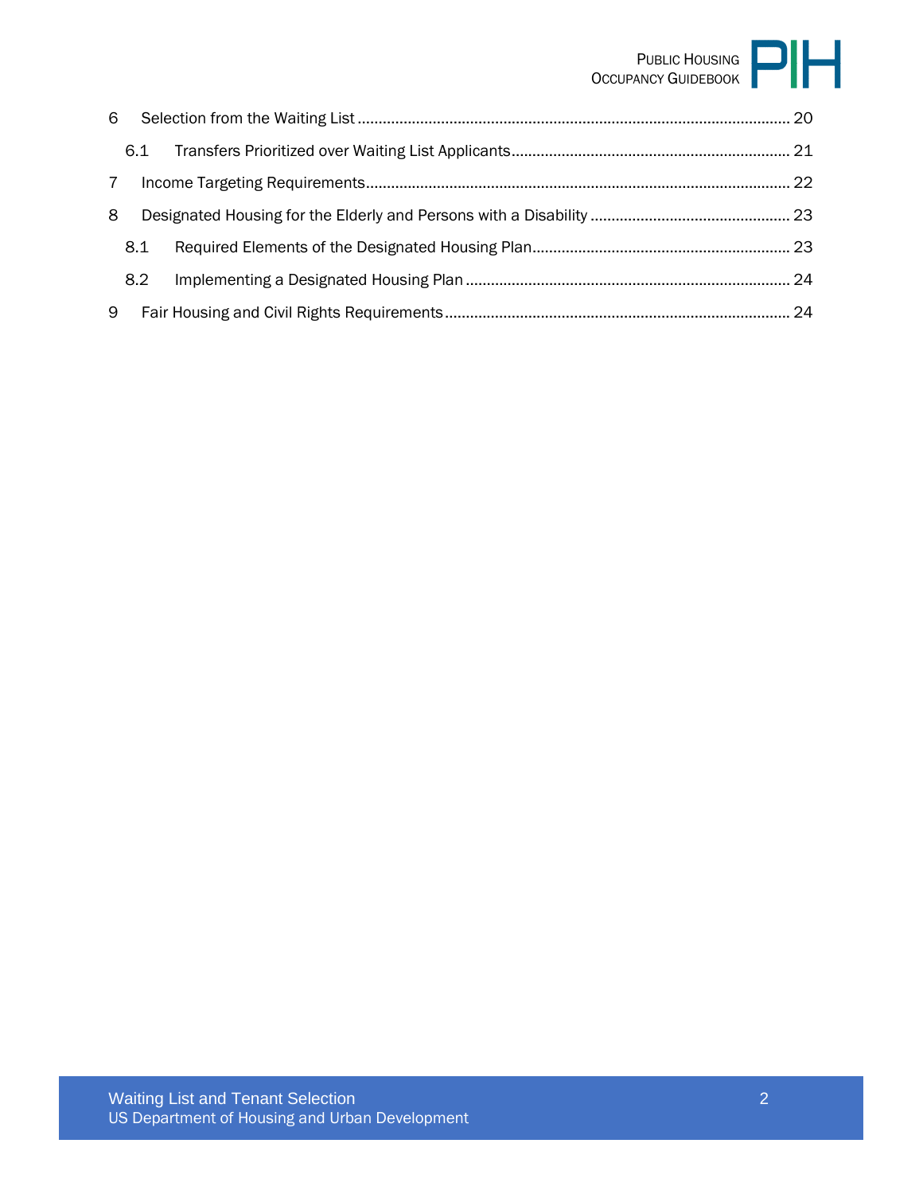6 Selection from the Waiting List ........................................................................................................ 20

  6.1 Transfers Prioritized over Waiting List Applicants .................................................................. 21

7 Income Targeting Requirements ...................................................................................................... 22

8 Designated Housing for the Elderly and Persons with a Disability ................................................ 23

  8.1 Required Elements of the Designated Housing Plan ............................................................. 23

  8.2 Implementing a Designated Housing Plan ............................................................................. 24

9 Fair Housing and Civil Rights Requirements .................................................................................. 24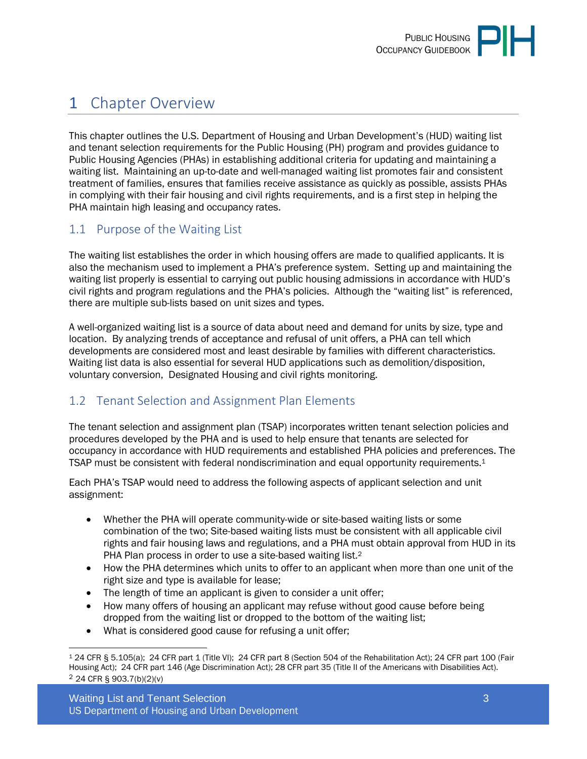# 1 Chapter Overview

This chapter outlines the U.S. Department of Housing and Urban Development's (HUD) waiting list and tenant selection requirements for the Public Housing (PH) program and provides guidance to Public Housing Agencies (PHAs) in establishing additional criteria for updating and maintaining a waiting list. Maintaining an up-to-date and well-managed waiting list promotes fair and consistent treatment of families, ensures that families receive assistance as quickly as possible, assists PHAs in complying with their fair housing and civil rights requirements, and is a first step in helping the PHA maintain high leasing and occupancy rates.

## 1.1 Purpose of the Waiting List

The waiting list establishes the order in which housing offers are made to qualified applicants. It is also the mechanism used to implement a PHA's preference system. Setting up and maintaining the waiting list properly is essential to carrying out public housing admissions in accordance with HUD's civil rights and program regulations and the PHA's policies. Although the "waiting list" is referenced, there are multiple sub-lists based on unit sizes and types.

A well-organized waiting list is a source of data about need and demand for units by size, type and location. By analyzing trends of acceptance and refusal of unit offers, a PHA can tell which developments are considered most and least desirable by families with different characteristics. Waiting list data is also essential for several HUD applications such as demolition/disposition, voluntary conversion, Designated Housing and civil rights monitoring.

## 1.2 Tenant Selection and Assignment Plan Elements

The tenant selection and assignment plan (TSAP) incorporates written tenant selection policies and procedures developed by the PHA and is used to help ensure that tenants are selected for occupancy in accordance with HUD requirements and established PHA policies and preferences. The TSAP must be consistent with federal nondiscrimination and equal opportunity requirements.[1]

Each PHA's TSAP would need to address the following aspects of applicant selection and unit assignment:

- Whether the PHA will operate community-wide or site-based waiting lists or some combination of the two; Site-based waiting lists must be consistent with all applicable civil rights and fair housing laws and regulations, and a PHA must obtain approval from HUD in its PHA Plan process in order to use a site-based waiting list.[2]
- How the PHA determines which units to offer to an applicant when more than one unit of the right size and type is available for lease;
- The length of time an applicant is given to consider a unit offer;
- How many offers of housing an applicant may refuse without good cause before being dropped from the waiting list or dropped to the bottom of the waiting list;
- What is considered good cause for refusing a unit offer;

---

[1] 24 CFR § 5.105(a); 24 CFR part 1 (Title VI); 24 CFR part 8 (Section 504 of the Rehabilitation Act); 24 CFR part 100 (Fair Housing Act); 24 CFR part 146 (Age Discrimination Act); 28 CFR part 35 (Title II of the Americans with Disabilities Act).

[2] 24 CFR § 903.7(b)(2)(v)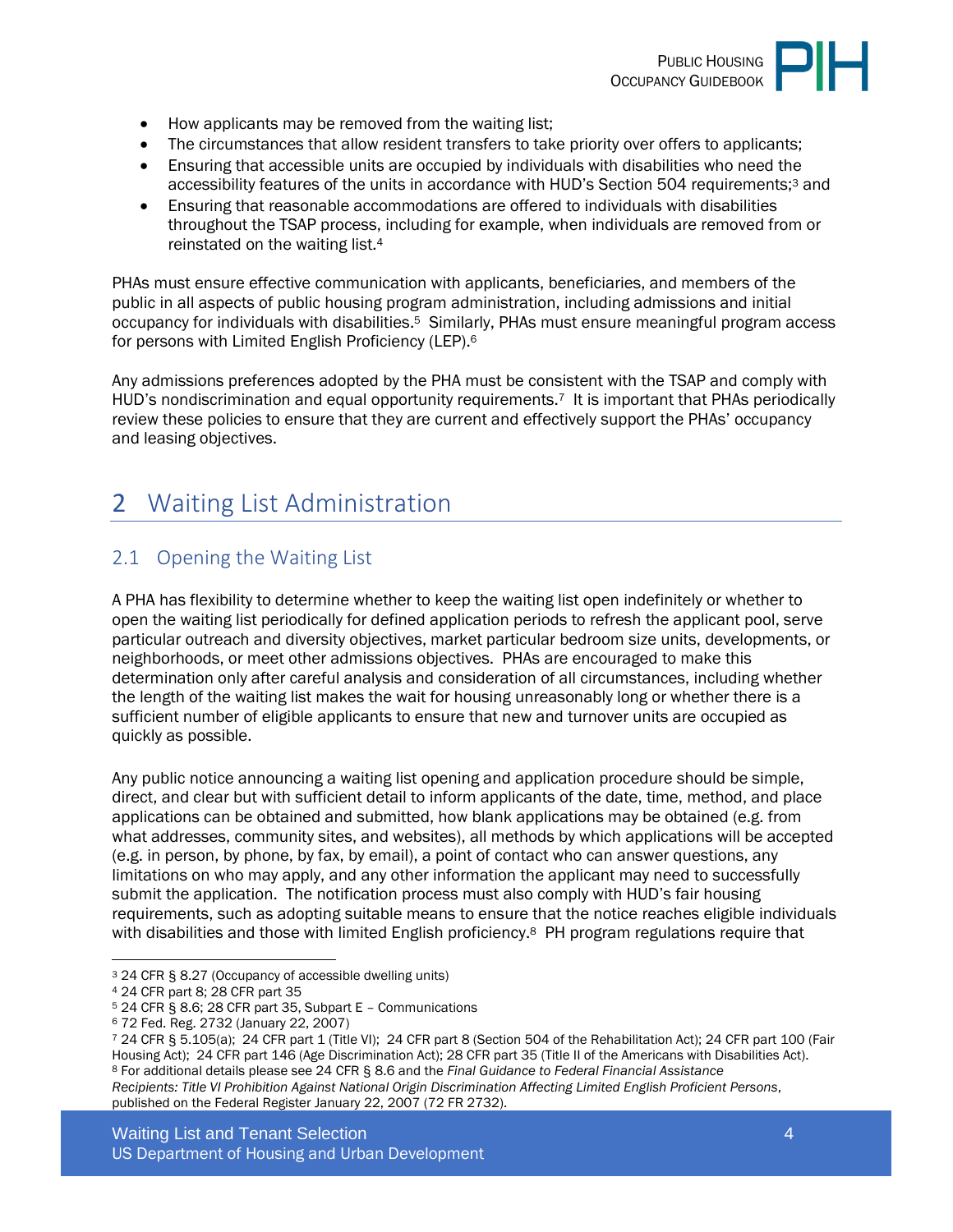- How applicants may be removed from the waiting list;
- The circumstances that allow resident transfers to take priority over offers to applicants;
- Ensuring that accessible units are occupied by individuals with disabilities who need the accessibility features of the units in accordance with HUD's Section 504 requirements;[3] and
- Ensuring that reasonable accommodations are offered to individuals with disabilities throughout the TSAP process, including for example, when individuals are removed from or reinstated on the waiting list.[4]

PHAs must ensure effective communication with applicants, beneficiaries, and members of the public in all aspects of public housing program administration, including admissions and initial occupancy for individuals with disabilities.[5] Similarly, PHAs must ensure meaningful program access for persons with Limited English Proficiency (LEP).[6]

Any admissions preferences adopted by the PHA must be consistent with the TSAP and comply with HUD's nondiscrimination and equal opportunity requirements.[7] It is important that PHAs periodically review these policies to ensure that they are current and effectively support the PHAs' occupancy and leasing objectives.

# 2 Waiting List Administration

## 2.1 Opening the Waiting List

A PHA has flexibility to determine whether to keep the waiting list open indefinitely or whether to open the waiting list periodically for defined application periods to refresh the applicant pool, serve particular outreach and diversity objectives, market particular bedroom size units, developments, or neighborhoods, or meet other admissions objectives. PHAs are encouraged to make this determination only after careful analysis and consideration of all circumstances, including whether the length of the waiting list makes the wait for housing unreasonably long or whether there is a sufficient number of eligible applicants to ensure that new and turnover units are occupied as quickly as possible.

Any public notice announcing a waiting list opening and application procedure should be simple, direct, and clear but with sufficient detail to inform applicants of the date, time, method, and place applications can be obtained and submitted, how blank applications may be obtained (e.g. from what addresses, community sites, and websites), all methods by which applications will be accepted (e.g. in person, by phone, by fax, by email), a point of contact who can answer questions, any limitations on who may apply, and any other information the applicant may need to successfully submit the application. The notification process must also comply with HUD's fair housing requirements, such as adopting suitable means to ensure that the notice reaches eligible individuals with disabilities and those with limited English proficiency.[8] PH program regulations require that

---

[3] 24 CFR § 8.27 (Occupancy of accessible dwelling units)

[4] 24 CFR part 8; 28 CFR part 35

[5] 24 CFR § 8.6; 28 CFR part 35, Subpart E – Communications

[6] 72 Fed. Reg. 2732 (January 22, 2007)

[7] 24 CFR § 5.105(a); 24 CFR part 1 (Title VI); 24 CFR part 8 (Section 504 of the Rehabilitation Act); 24 CFR part 100 (Fair Housing Act); 24 CFR part 146 (Age Discrimination Act); 28 CFR part 35 (Title II of the Americans with Disabilities Act).

[8] For additional details please see 24 CFR § 8.6 and the *Final Guidance to Federal Financial Assistance Recipients: Title VI Prohibition Against National Origin Discrimination Affecting Limited English Proficient Persons*, published on the Federal Register January 22, 2007 (72 FR 2732).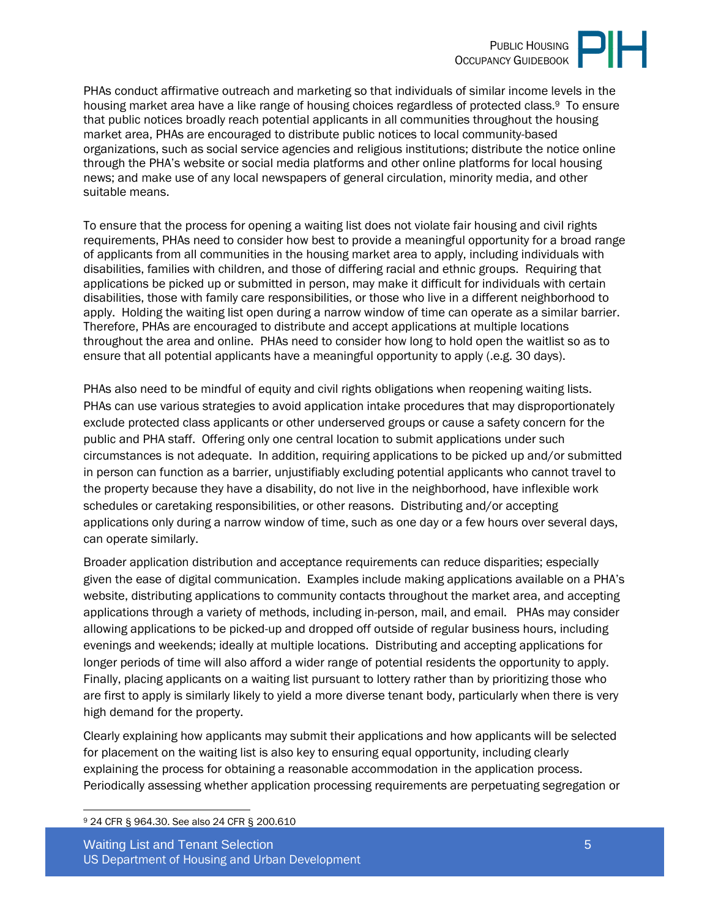PHAs conduct affirmative outreach and marketing so that individuals of similar income levels in the housing market area have a like range of housing choices regardless of protected class.[9] To ensure that public notices broadly reach potential applicants in all communities throughout the housing market area, PHAs are encouraged to distribute public notices to local community-based organizations, such as social service agencies and religious institutions; distribute the notice online through the PHA's website or social media platforms and other online platforms for local housing news; and make use of any local newspapers of general circulation, minority media, and other suitable means.

To ensure that the process for opening a waiting list does not violate fair housing and civil rights requirements, PHAs need to consider how best to provide a meaningful opportunity for a broad range of applicants from all communities in the housing market area to apply, including individuals with disabilities, families with children, and those of differing racial and ethnic groups. Requiring that applications be picked up or submitted in person, may make it difficult for individuals with certain disabilities, those with family care responsibilities, or those who live in a different neighborhood to apply. Holding the waiting list open during a narrow window of time can operate as a similar barrier. Therefore, PHAs are encouraged to distribute and accept applications at multiple locations throughout the area and online. PHAs need to consider how long to hold open the waitlist so as to ensure that all potential applicants have a meaningful opportunity to apply (.e.g. 30 days).

PHAs also need to be mindful of equity and civil rights obligations when reopening waiting lists. PHAs can use various strategies to avoid application intake procedures that may disproportionately exclude protected class applicants or other underserved groups or cause a safety concern for the public and PHA staff. Offering only one central location to submit applications under such circumstances is not adequate. In addition, requiring applications to be picked up and/or submitted in person can function as a barrier, unjustifiably excluding potential applicants who cannot travel to the property because they have a disability, do not live in the neighborhood, have inflexible work schedules or caretaking responsibilities, or other reasons. Distributing and/or accepting applications only during a narrow window of time, such as one day or a few hours over several days, can operate similarly.

Broader application distribution and acceptance requirements can reduce disparities; especially given the ease of digital communication. Examples include making applications available on a PHA's website, distributing applications to community contacts throughout the market area, and accepting applications through a variety of methods, including in-person, mail, and email. PHAs may consider allowing applications to be picked-up and dropped off outside of regular business hours, including evenings and weekends; ideally at multiple locations. Distributing and accepting applications for longer periods of time will also afford a wider range of potential residents the opportunity to apply. Finally, placing applicants on a waiting list pursuant to lottery rather than by prioritizing those who are first to apply is similarly likely to yield a more diverse tenant body, particularly when there is very high demand for the property.

Clearly explaining how applicants may submit their applications and how applicants will be selected for placement on the waiting list is also key to ensuring equal opportunity, including clearly explaining the process for obtaining a reasonable accommodation in the application process. Periodically assessing whether application processing requirements are perpetuating segregation or

[9] 24 CFR § 964.30. See also 24 CFR § 200.610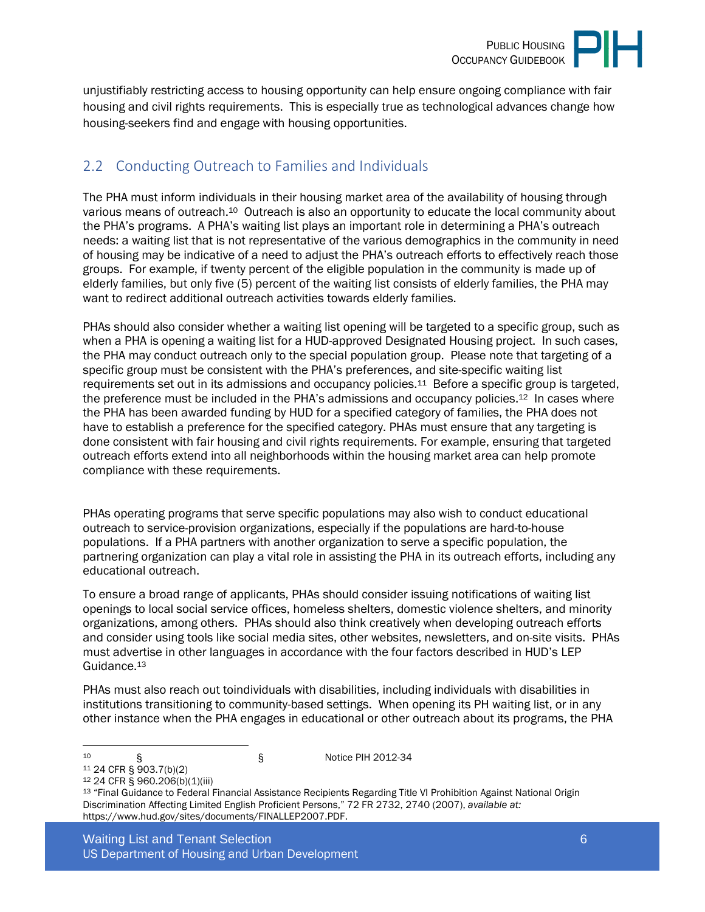unjustifiably restricting access to housing opportunity can help ensure ongoing compliance with fair housing and civil rights requirements. This is especially true as technological advances change how housing-seekers find and engage with housing opportunities.

## 2.2 Conducting Outreach to Families and Individuals

The PHA must inform individuals in their housing market area of the availability of housing through various means of outreach.[10] Outreach is also an opportunity to educate the local community about the PHA's programs. A PHA's waiting list plays an important role in determining a PHA's outreach needs: a waiting list that is not representative of the various demographics in the community in need of housing may be indicative of a need to adjust the PHA's outreach efforts to effectively reach those groups. For example, if twenty percent of the eligible population in the community is made up of elderly families, but only five (5) percent of the waiting list consists of elderly families, the PHA may want to redirect additional outreach activities towards elderly families.

PHAs should also consider whether a waiting list opening will be targeted to a specific group, such as when a PHA is opening a waiting list for a HUD-approved Designated Housing project. In such cases, the PHA may conduct outreach only to the special population group. Please note that targeting of a specific group must be consistent with the PHA's preferences, and site-specific waiting list requirements set out in its admissions and occupancy policies.[11] Before a specific group is targeted, the preference must be included in the PHA's admissions and occupancy policies.[12] In cases where the PHA has been awarded funding by HUD for a specified category of families, the PHA does not have to establish a preference for the specified category. PHAs must ensure that any targeting is done consistent with fair housing and civil rights requirements. For example, ensuring that targeted outreach efforts extend into all neighborhoods within the housing market area can help promote compliance with these requirements.

PHAs operating programs that serve specific populations may also wish to conduct educational outreach to service-provision organizations, especially if the populations are hard-to-house populations. If a PHA partners with another organization to serve a specific population, the partnering organization can play a vital role in assisting the PHA in its outreach efforts, including any educational outreach.

To ensure a broad range of applicants, PHAs should consider issuing notifications of waiting list openings to local social service offices, homeless shelters, domestic violence shelters, and minority organizations, among others. PHAs should also think creatively when developing outreach efforts and consider using tools like social media sites, other websites, newsletters, and on-site visits. PHAs must advertise in other languages in accordance with the four factors described in HUD's LEP Guidance.[13]

PHAs must also reach out toindividuals with disabilities, including individuals with disabilities in institutions transitioning to community-based settings. When opening its PH waiting list, or in any other instance when the PHA engages in educational or other outreach about its programs, the PHA

---

[10] § § Notice PIH 2012-34

[11] 24 CFR § 903.7(b)(2)

[12] 24 CFR § 960.206(b)(1)(iii)

[13] "Final Guidance to Federal Financial Assistance Recipients Regarding Title VI Prohibition Against National Origin Discrimination Affecting Limited English Proficient Persons," 72 FR 2732, 2740 (2007), *available at:* https://www.hud.gov/sites/documents/FINALLEP2007.PDF.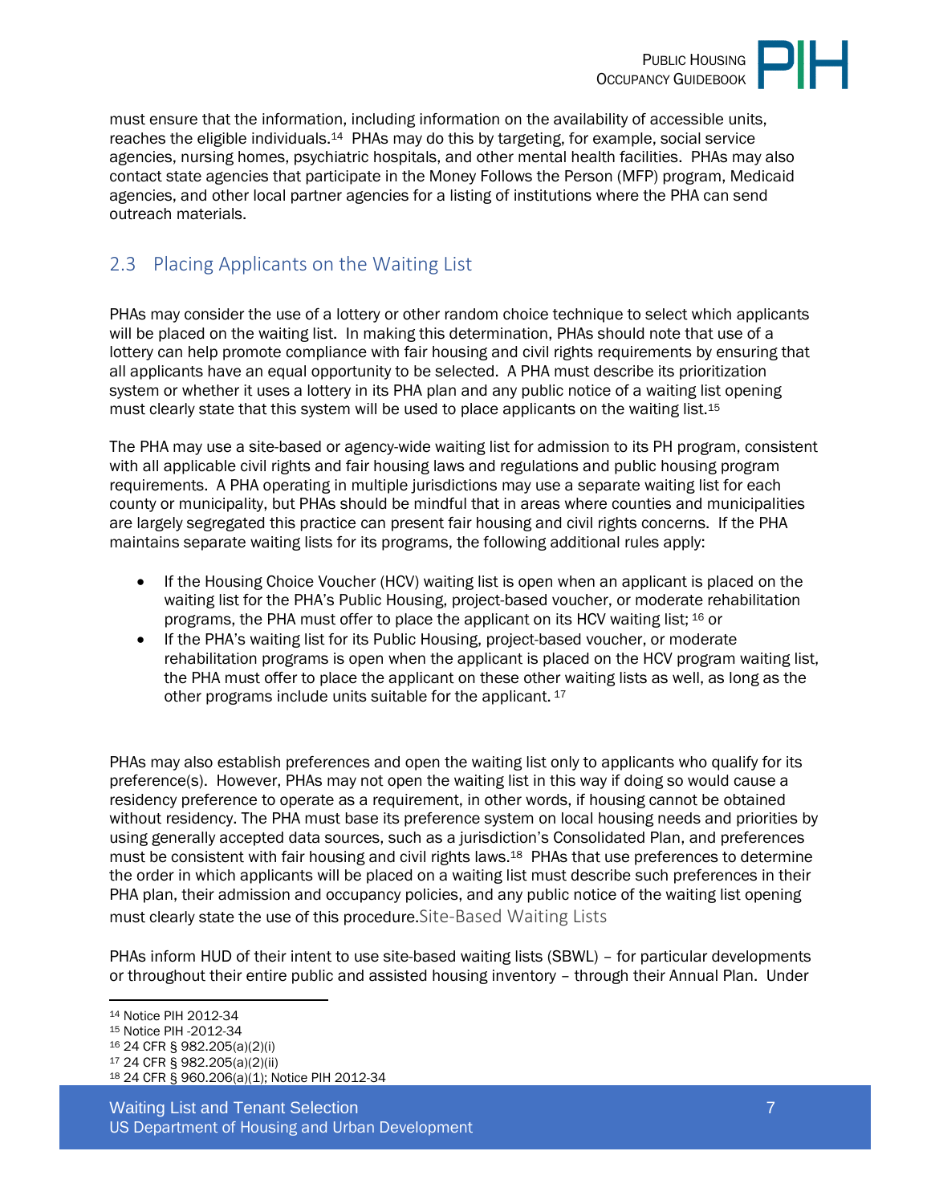must ensure that the information, including information on the availability of accessible units, reaches the eligible individuals.[14] PHAs may do this by targeting, for example, social service agencies, nursing homes, psychiatric hospitals, and other mental health facilities. PHAs may also contact state agencies that participate in the Money Follows the Person (MFP) program, Medicaid agencies, and other local partner agencies for a listing of institutions where the PHA can send outreach materials.

## 2.3 Placing Applicants on the Waiting List

PHAs may consider the use of a lottery or other random choice technique to select which applicants will be placed on the waiting list. In making this determination, PHAs should note that use of a lottery can help promote compliance with fair housing and civil rights requirements by ensuring that all applicants have an equal opportunity to be selected. A PHA must describe its prioritization system or whether it uses a lottery in its PHA plan and any public notice of a waiting list opening must clearly state that this system will be used to place applicants on the waiting list.[15]

The PHA may use a site-based or agency-wide waiting list for admission to its PH program, consistent with all applicable civil rights and fair housing laws and regulations and public housing program requirements. A PHA operating in multiple jurisdictions may use a separate waiting list for each county or municipality, but PHAs should be mindful that in areas where counties and municipalities are largely segregated this practice can present fair housing and civil rights concerns. If the PHA maintains separate waiting lists for its programs, the following additional rules apply:

- If the Housing Choice Voucher (HCV) waiting list is open when an applicant is placed on the waiting list for the PHA's Public Housing, project-based voucher, or moderate rehabilitation programs, the PHA must offer to place the applicant on its HCV waiting list; [16] or
- If the PHA's waiting list for its Public Housing, project-based voucher, or moderate rehabilitation programs is open when the applicant is placed on the HCV program waiting list, the PHA must offer to place the applicant on these other waiting lists as well, as long as the other programs include units suitable for the applicant. [17]

PHAs may also establish preferences and open the waiting list only to applicants who qualify for its preference(s). However, PHAs may not open the waiting list in this way if doing so would cause a residency preference to operate as a requirement, in other words, if housing cannot be obtained without residency. The PHA must base its preference system on local housing needs and priorities by using generally accepted data sources, such as a jurisdiction's Consolidated Plan, and preferences must be consistent with fair housing and civil rights laws.[18] PHAs that use preferences to determine the order in which applicants will be placed on a waiting list must describe such preferences in their PHA plan, their admission and occupancy policies, and any public notice of the waiting list opening must clearly state the use of this procedure.

### Site-Based Waiting Lists

PHAs inform HUD of their intent to use site-based waiting lists (SBWL) – for particular developments or throughout their entire public and assisted housing inventory – through their Annual Plan. Under

---

[14] Notice PIH 2012-34
[15] Notice PIH -2012-34
[16] 24 CFR § 982.205(a)(2)(i)
[17] 24 CFR § 982.205(a)(2)(ii)
[18] 24 CFR § 960.206(a)(1); Notice PIH 2012-34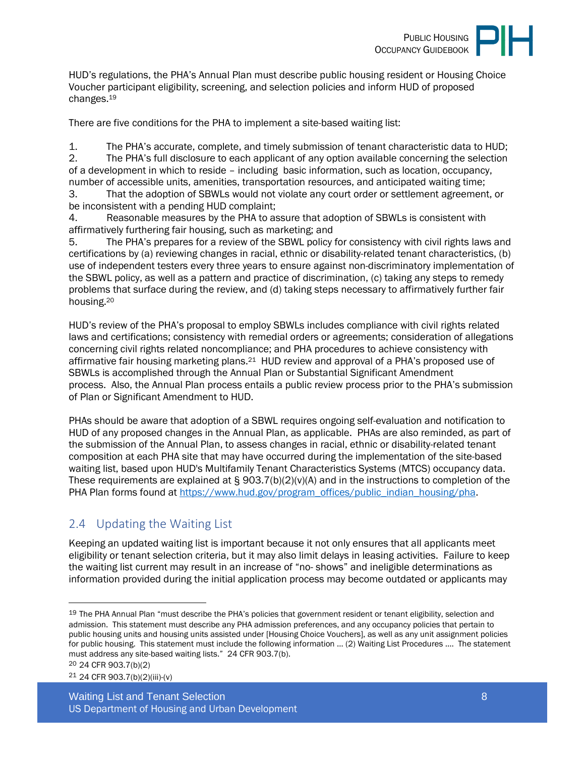HUD's regulations, the PHA's Annual Plan must describe public housing resident or Housing Choice Voucher participant eligibility, screening, and selection policies and inform HUD of proposed changes.[19]

There are five conditions for the PHA to implement a site-based waiting list:

1. The PHA's accurate, complete, and timely submission of tenant characteristic data to HUD;
2. The PHA's full disclosure to each applicant of any option available concerning the selection of a development in which to reside – including basic information, such as location, occupancy, number of accessible units, amenities, transportation resources, and anticipated waiting time;
3. That the adoption of SBWLs would not violate any court order or settlement agreement, or be inconsistent with a pending HUD complaint;
4. Reasonable measures by the PHA to assure that adoption of SBWLs is consistent with affirmatively furthering fair housing, such as marketing; and
5. The PHA's prepares for a review of the SBWL policy for consistency with civil rights laws and certifications by (a) reviewing changes in racial, ethnic or disability-related tenant characteristics, (b) use of independent testers every three years to ensure against non-discriminatory implementation of the SBWL policy, as well as a pattern and practice of discrimination, (c) taking any steps to remedy problems that surface during the review, and (d) taking steps necessary to affirmatively further fair housing.[20]

HUD's review of the PHA's proposal to employ SBWLs includes compliance with civil rights related laws and certifications; consistency with remedial orders or agreements; consideration of allegations concerning civil rights related noncompliance; and PHA procedures to achieve consistency with affirmative fair housing marketing plans.[21] HUD review and approval of a PHA's proposed use of SBWLs is accomplished through the Annual Plan or Substantial Significant Amendment process. Also, the Annual Plan process entails a public review process prior to the PHA's submission of Plan or Significant Amendment to HUD.

PHAs should be aware that adoption of a SBWL requires ongoing self-evaluation and notification to HUD of any proposed changes in the Annual Plan, as applicable. PHAs are also reminded, as part of the submission of the Annual Plan, to assess changes in racial, ethnic or disability-related tenant composition at each PHA site that may have occurred during the implementation of the site-based waiting list, based upon HUD's Multifamily Tenant Characteristics Systems (MTCS) occupancy data. These requirements are explained at § 903.7(b)(2)(v)(A) and in the instructions to completion of the PHA Plan forms found at https://www.hud.gov/program_offices/public_indian_housing/pha.

## 2.4 Updating the Waiting List

Keeping an updated waiting list is important because it not only ensures that all applicants meet eligibility or tenant selection criteria, but it may also limit delays in leasing activities. Failure to keep the waiting list current may result in an increase of "no- shows" and ineligible determinations as information provided during the initial application process may become outdated or applicants may

---

[19] The PHA Annual Plan "must describe the PHA's policies that government resident or tenant eligibility, selection and admission. This statement must describe any PHA admission preferences, and any occupancy policies that pertain to public housing units and housing units assisted under [Housing Choice Vouchers], as well as any unit assignment policies for public housing. This statement must include the following information … (2) Waiting List Procedures …. The statement must address any site-based waiting lists." 24 CFR 903.7(b).

[20] 24 CFR 903.7(b)(2)

[21] 24 CFR 903.7(b)(2)(iii)-(v)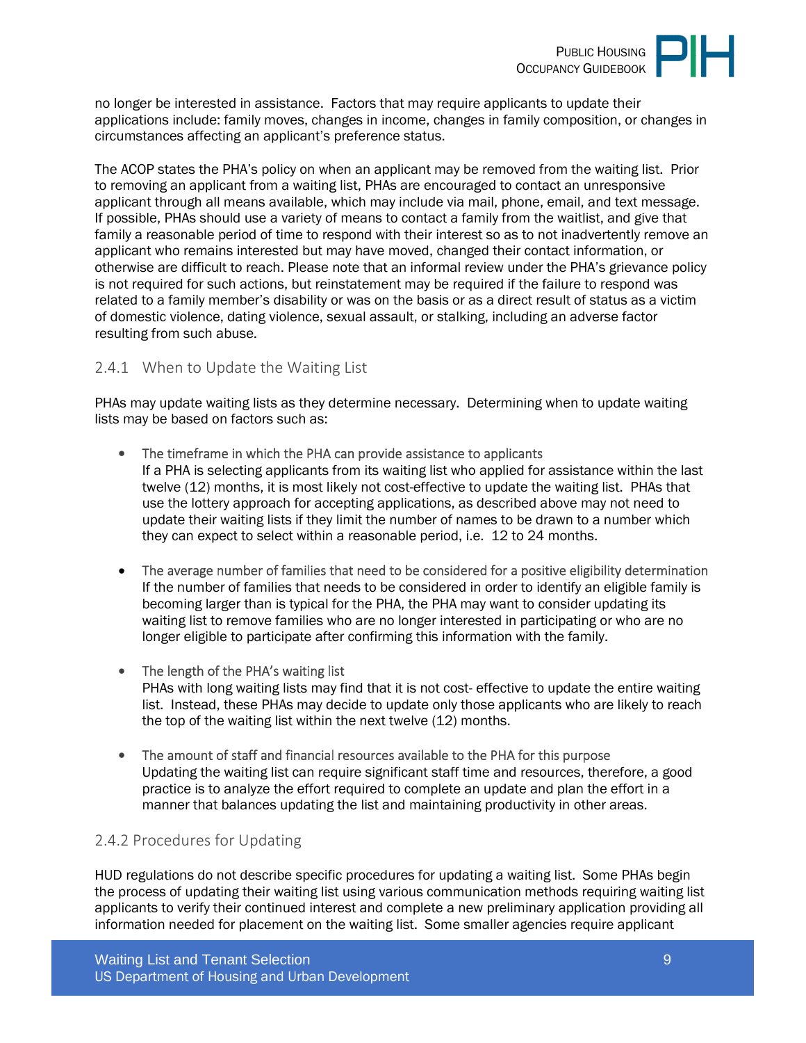no longer be interested in assistance. Factors that may require applicants to update their applications include: family moves, changes in income, changes in family composition, or changes in circumstances affecting an applicant's preference status.

The ACOP states the PHA's policy on when an applicant may be removed from the waiting list. Prior to removing an applicant from a waiting list, PHAs are encouraged to contact an unresponsive applicant through all means available, which may include via mail, phone, email, and text message. If possible, PHAs should use a variety of means to contact a family from the waitlist, and give that family a reasonable period of time to respond with their interest so as to not inadvertently remove an applicant who remains interested but may have moved, changed their contact information, or otherwise are difficult to reach. Please note that an informal review under the PHA's grievance policy is not required for such actions, but reinstatement may be required if the failure to respond was related to a family member's disability or was on the basis or as a direct result of status as a victim of domestic violence, dating violence, sexual assault, or stalking, including an adverse factor resulting from such abuse.

### 2.4.1 When to Update the Waiting List

PHAs may update waiting lists as they determine necessary. Determining when to update waiting lists may be based on factors such as:

- The timeframe in which the PHA can provide assistance to applicants
  If a PHA is selecting applicants from its waiting list who applied for assistance within the last twelve (12) months, it is most likely not cost-effective to update the waiting list. PHAs that use the lottery approach for accepting applications, as described above may not need to update their waiting lists if they limit the number of names to be drawn to a number which they can expect to select within a reasonable period, i.e. 12 to 24 months.

- The average number of families that need to be considered for a positive eligibility determination
  If the number of families that needs to be considered in order to identify an eligible family is becoming larger than is typical for the PHA, the PHA may want to consider updating its waiting list to remove families who are no longer interested in participating or who are no longer eligible to participate after confirming this information with the family.

- The length of the PHA's waiting list
  PHAs with long waiting lists may find that it is not cost- effective to update the entire waiting list. Instead, these PHAs may decide to update only those applicants who are likely to reach the top of the waiting list within the next twelve (12) months.

- The amount of staff and financial resources available to the PHA for this purpose
  Updating the waiting list can require significant staff time and resources, therefore, a good practice is to analyze the effort required to complete an update and plan the effort in a manner that balances updating the list and maintaining productivity in other areas.

### 2.4.2 Procedures for Updating

HUD regulations do not describe specific procedures for updating a waiting list. Some PHAs begin the process of updating their waiting list using various communication methods requiring waiting list applicants to verify their continued interest and complete a new preliminary application providing all information needed for placement on the waiting list. Some smaller agencies require applicant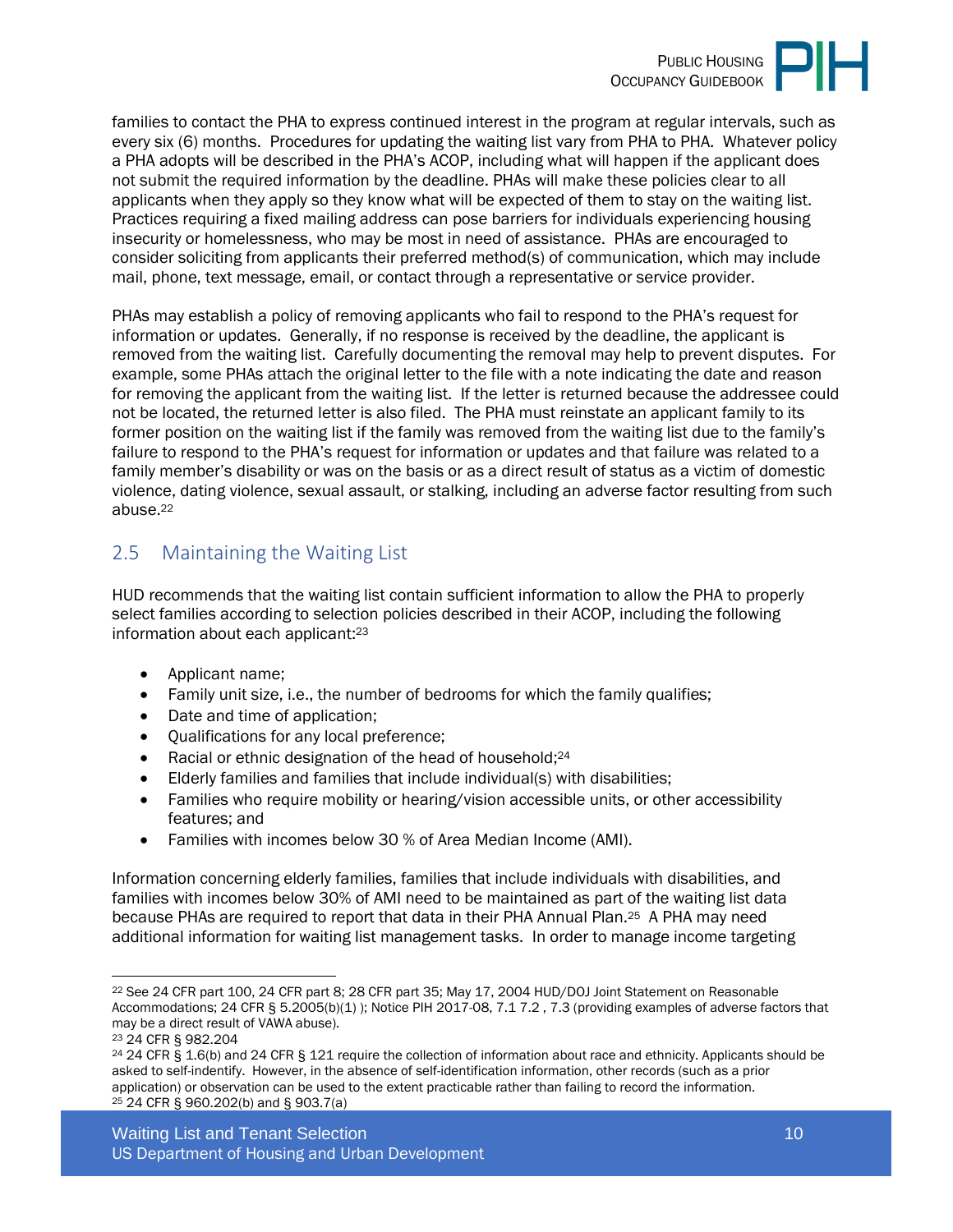families to contact the PHA to express continued interest in the program at regular intervals, such as every six (6) months. Procedures for updating the waiting list vary from PHA to PHA. Whatever policy a PHA adopts will be described in the PHA's ACOP, including what will happen if the applicant does not submit the required information by the deadline. PHAs will make these policies clear to all applicants when they apply so they know what will be expected of them to stay on the waiting list. Practices requiring a fixed mailing address can pose barriers for individuals experiencing housing insecurity or homelessness, who may be most in need of assistance. PHAs are encouraged to consider soliciting from applicants their preferred method(s) of communication, which may include mail, phone, text message, email, or contact through a representative or service provider.

PHAs may establish a policy of removing applicants who fail to respond to the PHA's request for information or updates. Generally, if no response is received by the deadline, the applicant is removed from the waiting list. Carefully documenting the removal may help to prevent disputes. For example, some PHAs attach the original letter to the file with a note indicating the date and reason for removing the applicant from the waiting list. If the letter is returned because the addressee could not be located, the returned letter is also filed. The PHA must reinstate an applicant family to its former position on the waiting list if the family was removed from the waiting list due to the family's failure to respond to the PHA's request for information or updates and that failure was related to a family member's disability or was on the basis or as a direct result of status as a victim of domestic violence, dating violence, sexual assault, or stalking, including an adverse factor resulting from such abuse.[22]

## 2.5 Maintaining the Waiting List

HUD recommends that the waiting list contain sufficient information to allow the PHA to properly select families according to selection policies described in their ACOP, including the following information about each applicant:[23]

- Applicant name;
- Family unit size, i.e., the number of bedrooms for which the family qualifies;
- Date and time of application;
- Qualifications for any local preference;
- Racial or ethnic designation of the head of household;[24]
- Elderly families and families that include individual(s) with disabilities;
- Families who require mobility or hearing/vision accessible units, or other accessibility features; and
- Families with incomes below 30 % of Area Median Income (AMI).

Information concerning elderly families, families that include individuals with disabilities, and families with incomes below 30% of AMI need to be maintained as part of the waiting list data because PHAs are required to report that data in their PHA Annual Plan.[25] A PHA may need additional information for waiting list management tasks. In order to manage income targeting

---

[22] See 24 CFR part 100, 24 CFR part 8; 28 CFR part 35; May 17, 2004 HUD/DOJ Joint Statement on Reasonable Accommodations; 24 CFR § 5.2005(b)(1) ); Notice PIH 2017-08, 7.1 7.2 , 7.3 (providing examples of adverse factors that may be a direct result of VAWA abuse).

[23] 24 CFR § 982.204

[24] 24 CFR § 1.6(b) and 24 CFR § 121 require the collection of information about race and ethnicity. Applicants should be asked to self-indentify. However, in the absence of self-identification information, other records (such as a prior application) or observation can be used to the extent practicable rather than failing to record the information.

[25] 24 CFR § 960.202(b) and § 903.7(a)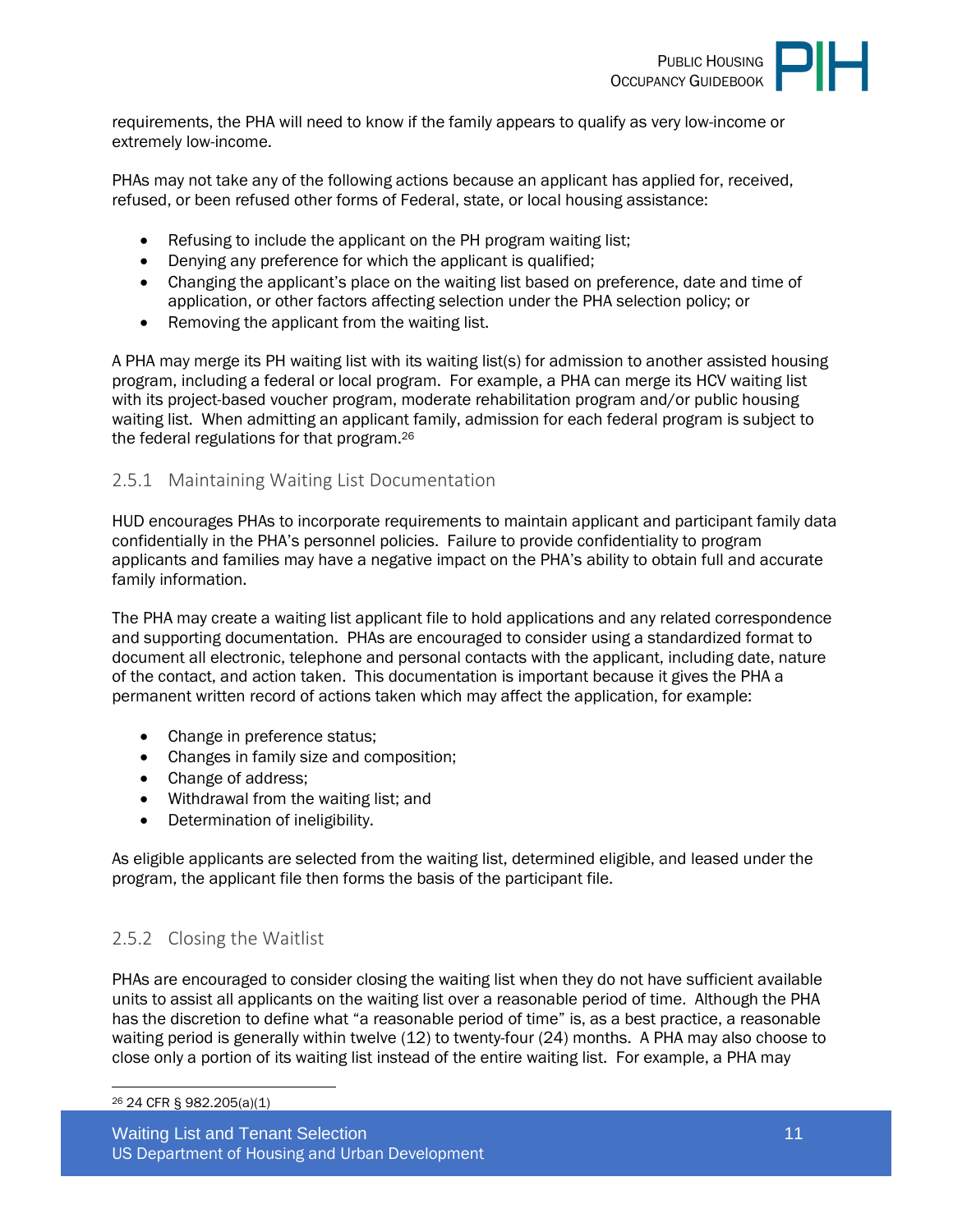requirements, the PHA will need to know if the family appears to qualify as very low-income or extremely low-income.

PHAs may not take any of the following actions because an applicant has applied for, received, refused, or been refused other forms of Federal, state, or local housing assistance:

- Refusing to include the applicant on the PH program waiting list;
- Denying any preference for which the applicant is qualified;
- Changing the applicant's place on the waiting list based on preference, date and time of application, or other factors affecting selection under the PHA selection policy; or
- Removing the applicant from the waiting list.

A PHA may merge its PH waiting list with its waiting list(s) for admission to another assisted housing program, including a federal or local program. For example, a PHA can merge its HCV waiting list with its project-based voucher program, moderate rehabilitation program and/or public housing waiting list. When admitting an applicant family, admission for each federal program is subject to the federal regulations for that program.[26]

### 2.5.1 Maintaining Waiting List Documentation

HUD encourages PHAs to incorporate requirements to maintain applicant and participant family data confidentially in the PHA's personnel policies. Failure to provide confidentiality to program applicants and families may have a negative impact on the PHA's ability to obtain full and accurate family information.

The PHA may create a waiting list applicant file to hold applications and any related correspondence and supporting documentation. PHAs are encouraged to consider using a standardized format to document all electronic, telephone and personal contacts with the applicant, including date, nature of the contact, and action taken. This documentation is important because it gives the PHA a permanent written record of actions taken which may affect the application, for example:

- Change in preference status;
- Changes in family size and composition;
- Change of address;
- Withdrawal from the waiting list; and
- Determination of ineligibility.

As eligible applicants are selected from the waiting list, determined eligible, and leased under the program, the applicant file then forms the basis of the participant file.

### 2.5.2 Closing the Waitlist

PHAs are encouraged to consider closing the waiting list when they do not have sufficient available units to assist all applicants on the waiting list over a reasonable period of time. Although the PHA has the discretion to define what "a reasonable period of time" is, as a best practice, a reasonable waiting period is generally within twelve (12) to twenty-four (24) months. A PHA may also choose to close only a portion of its waiting list instead of the entire waiting list. For example, a PHA may

[26] 24 CFR § 982.205(a)(1)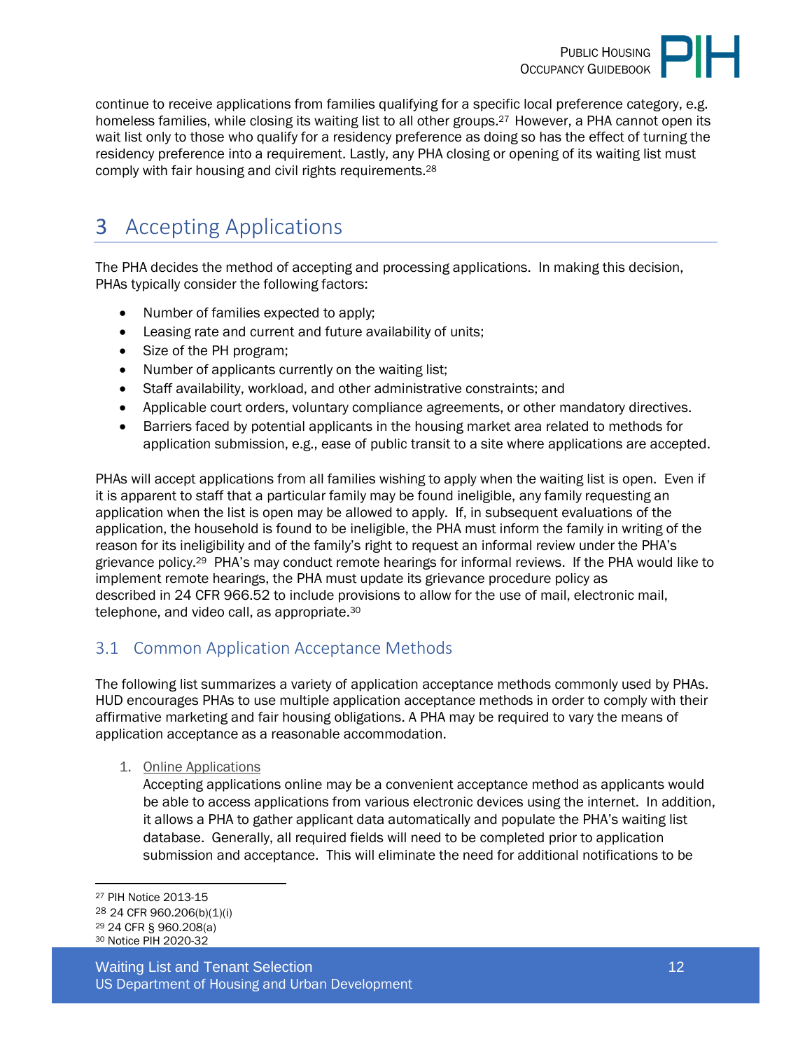continue to receive applications from families qualifying for a specific local preference category, e.g. homeless families, while closing its waiting list to all other groups.[27] However, a PHA cannot open its wait list only to those who qualify for a residency preference as doing so has the effect of turning the residency preference into a requirement. Lastly, any PHA closing or opening of its waiting list must comply with fair housing and civil rights requirements.[28]

# 3 Accepting Applications

The PHA decides the method of accepting and processing applications. In making this decision, PHAs typically consider the following factors:

- Number of families expected to apply;
- Leasing rate and current and future availability of units;
- Size of the PH program;
- Number of applicants currently on the waiting list;
- Staff availability, workload, and other administrative constraints; and
- Applicable court orders, voluntary compliance agreements, or other mandatory directives.
- Barriers faced by potential applicants in the housing market area related to methods for application submission, e.g., ease of public transit to a site where applications are accepted.

PHAs will accept applications from all families wishing to apply when the waiting list is open. Even if it is apparent to staff that a particular family may be found ineligible, any family requesting an application when the list is open may be allowed to apply. If, in subsequent evaluations of the application, the household is found to be ineligible, the PHA must inform the family in writing of the reason for its ineligibility and of the family's right to request an informal review under the PHA's grievance policy.[29] PHA's may conduct remote hearings for informal reviews. If the PHA would like to implement remote hearings, the PHA must update its grievance procedure policy as described in 24 CFR 966.52 to include provisions to allow for the use of mail, electronic mail, telephone, and video call, as appropriate.[30]

## 3.1 Common Application Acceptance Methods

The following list summarizes a variety of application acceptance methods commonly used by PHAs. HUD encourages PHAs to use multiple application acceptance methods in order to comply with their affirmative marketing and fair housing obligations. A PHA may be required to vary the means of application acceptance as a reasonable accommodation.

1. Online Applications
   Accepting applications online may be a convenient acceptance method as applicants would be able to access applications from various electronic devices using the internet. In addition, it allows a PHA to gather applicant data automatically and populate the PHA's waiting list database. Generally, all required fields will need to be completed prior to application submission and acceptance. This will eliminate the need for additional notifications to be

---

[27] PIH Notice 2013-15
[28] 24 CFR 960.206(b)(1)(i)
[29] 24 CFR § 960.208(a)
[30] Notice PIH 2020-32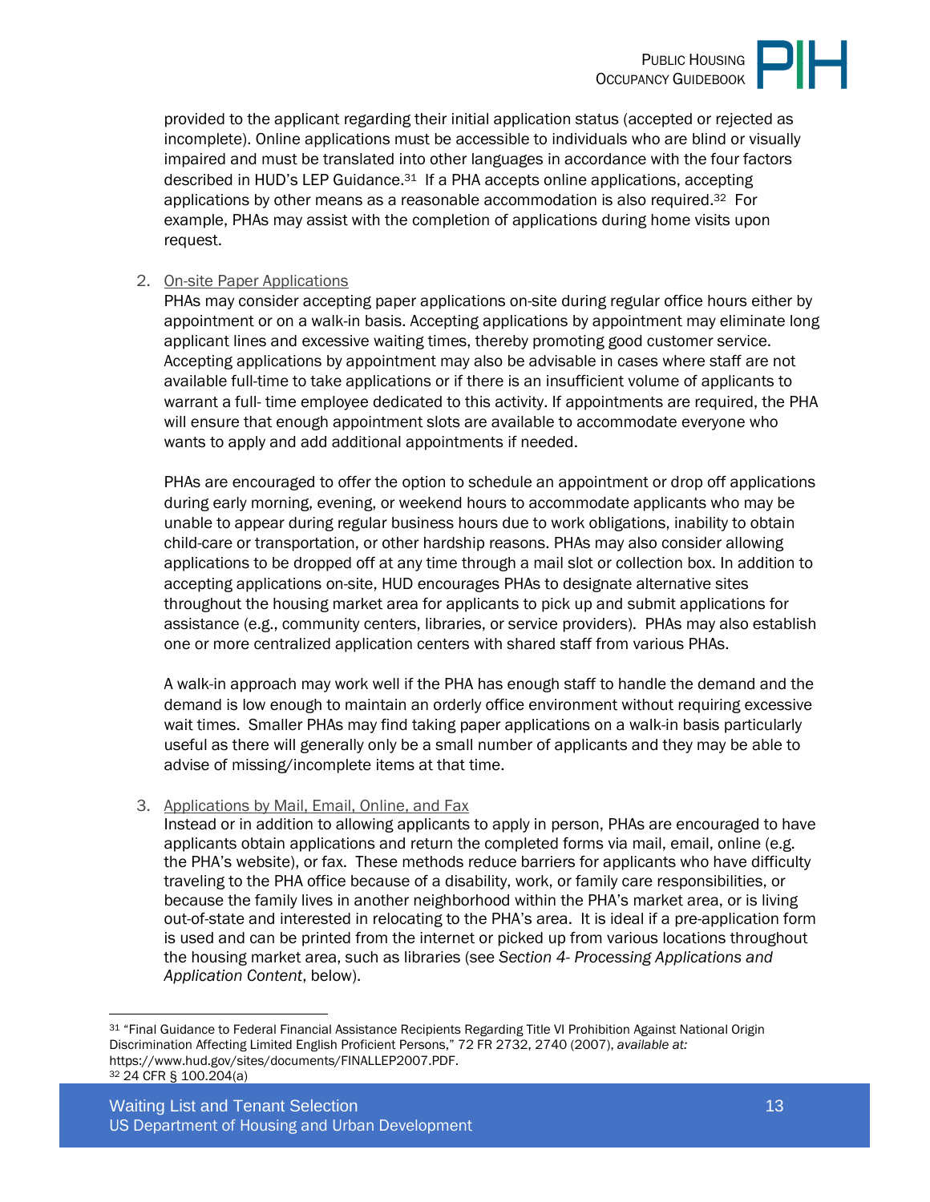provided to the applicant regarding their initial application status (accepted or rejected as incomplete). Online applications must be accessible to individuals who are blind or visually impaired and must be translated into other languages in accordance with the four factors described in HUD's LEP Guidance.[31] If a PHA accepts online applications, accepting applications by other means as a reasonable accommodation is also required.[32] For example, PHAs may assist with the completion of applications during home visits upon request.

2. On-site Paper Applications

   PHAs may consider accepting paper applications on-site during regular office hours either by appointment or on a walk-in basis. Accepting applications by appointment may eliminate long applicant lines and excessive waiting times, thereby promoting good customer service. Accepting applications by appointment may also be advisable in cases where staff are not available full-time to take applications or if there is an insufficient volume of applicants to warrant a full- time employee dedicated to this activity. If appointments are required, the PHA will ensure that enough appointment slots are available to accommodate everyone who wants to apply and add additional appointments if needed.

   PHAs are encouraged to offer the option to schedule an appointment or drop off applications during early morning, evening, or weekend hours to accommodate applicants who may be unable to appear during regular business hours due to work obligations, inability to obtain child-care or transportation, or other hardship reasons. PHAs may also consider allowing applications to be dropped off at any time through a mail slot or collection box. In addition to accepting applications on-site, HUD encourages PHAs to designate alternative sites throughout the housing market area for applicants to pick up and submit applications for assistance (e.g., community centers, libraries, or service providers). PHAs may also establish one or more centralized application centers with shared staff from various PHAs.

   A walk-in approach may work well if the PHA has enough staff to handle the demand and the demand is low enough to maintain an orderly office environment without requiring excessive wait times. Smaller PHAs may find taking paper applications on a walk-in basis particularly useful as there will generally only be a small number of applicants and they may be able to advise of missing/incomplete items at that time.

3. Applications by Mail, Email, Online, and Fax

   Instead or in addition to allowing applicants to apply in person, PHAs are encouraged to have applicants obtain applications and return the completed forms via mail, email, online (e.g. the PHA's website), or fax. These methods reduce barriers for applicants who have difficulty traveling to the PHA office because of a disability, work, or family care responsibilities, or because the family lives in another neighborhood within the PHA's market area, or is living out-of-state and interested in relocating to the PHA's area. It is ideal if a pre-application form is used and can be printed from the internet or picked up from various locations throughout the housing market area, such as libraries (see *Section 4- Processing Applications and Application Content*, below).

---

[31] "Final Guidance to Federal Financial Assistance Recipients Regarding Title VI Prohibition Against National Origin Discrimination Affecting Limited English Proficient Persons," 72 FR 2732, 2740 (2007), *available at:* https://www.hud.gov/sites/documents/FINALLEP2007.PDF.

[32] 24 CFR § 100.204(a)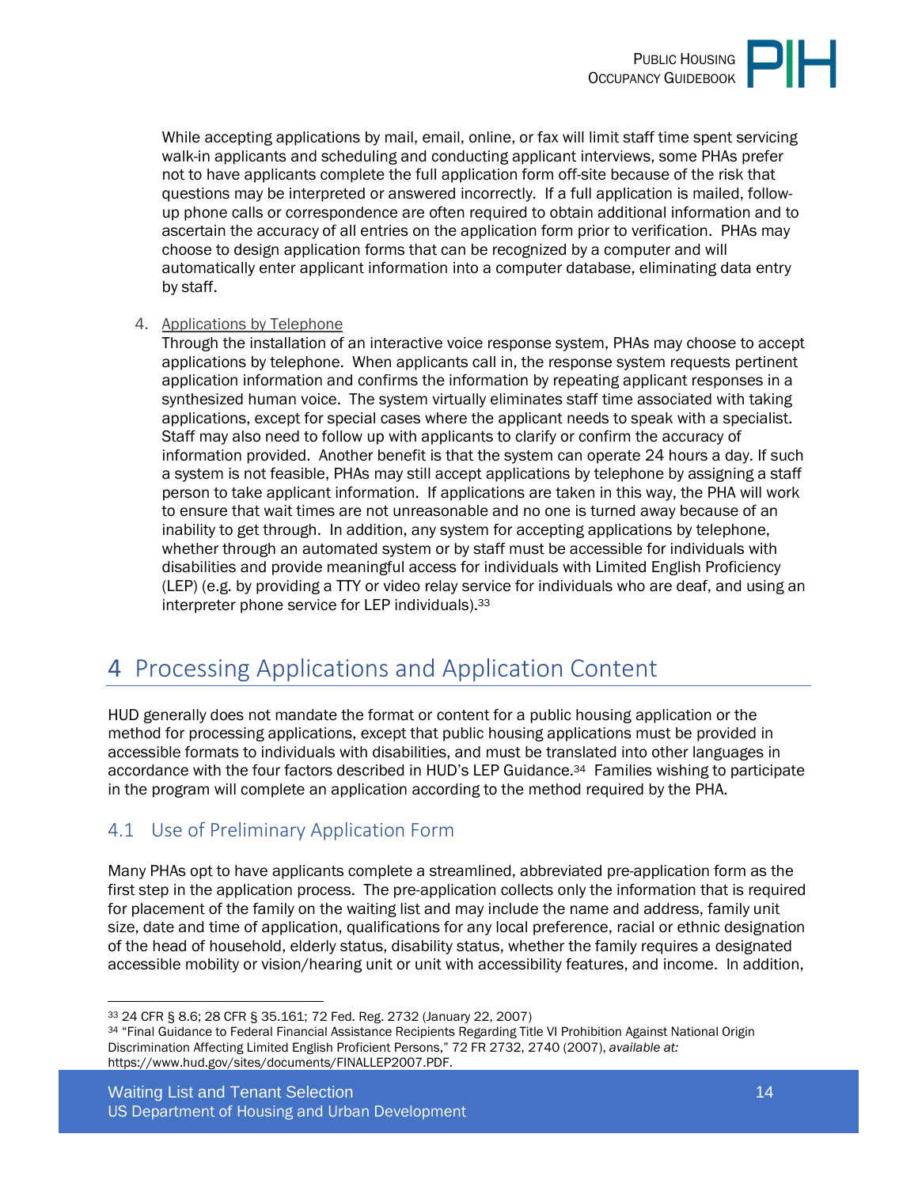While accepting applications by mail, email, online, or fax will limit staff time spent servicing walk-in applicants and scheduling and conducting applicant interviews, some PHAs prefer not to have applicants complete the full application form off-site because of the risk that questions may be interpreted or answered incorrectly. If a full application is mailed, follow-up phone calls or correspondence are often required to obtain additional information and to ascertain the accuracy of all entries on the application form prior to verification. PHAs may choose to design application forms that can be recognized by a computer and will automatically enter applicant information into a computer database, eliminating data entry by staff.

4. Applications by Telephone
   Through the installation of an interactive voice response system, PHAs may choose to accept applications by telephone. When applicants call in, the response system requests pertinent application information and confirms the information by repeating applicant responses in a synthesized human voice. The system virtually eliminates staff time associated with taking applications, except for special cases where the applicant needs to speak with a specialist. Staff may also need to follow up with applicants to clarify or confirm the accuracy of information provided. Another benefit is that the system can operate 24 hours a day. If such a system is not feasible, PHAs may still accept applications by telephone by assigning a staff person to take applicant information. If applications are taken in this way, the PHA will work to ensure that wait times are not unreasonable and no one is turned away because of an inability to get through. In addition, any system for accepting applications by telephone, whether through an automated system or by staff must be accessible for individuals with disabilities and provide meaningful access for individuals with Limited English Proficiency (LEP) (e.g. by providing a TTY or video relay service for individuals who are deaf, and using an interpreter phone service for LEP individuals).[33]

# 4 Processing Applications and Application Content

HUD generally does not mandate the format or content for a public housing application or the method for processing applications, except that public housing applications must be provided in accessible formats to individuals with disabilities, and must be translated into other languages in accordance with the four factors described in HUD's LEP Guidance.[34] Families wishing to participate in the program will complete an application according to the method required by the PHA.

## 4.1 Use of Preliminary Application Form

Many PHAs opt to have applicants complete a streamlined, abbreviated pre-application form as the first step in the application process. The pre-application collects only the information that is required for placement of the family on the waiting list and may include the name and address, family unit size, date and time of application, qualifications for any local preference, racial or ethnic designation of the head of household, elderly status, disability status, whether the family requires a designated accessible mobility or vision/hearing unit or unit with accessibility features, and income. In addition,

---

[33] 24 CFR § 8.6; 28 CFR § 35.161; 72 Fed. Reg. 2732 (January 22, 2007)

[34] "Final Guidance to Federal Financial Assistance Recipients Regarding Title VI Prohibition Against National Origin Discrimination Affecting Limited English Proficient Persons," 72 FR 2732, 2740 (2007), *available at:* https://www.hud.gov/sites/documents/FINALLEP2007.PDF.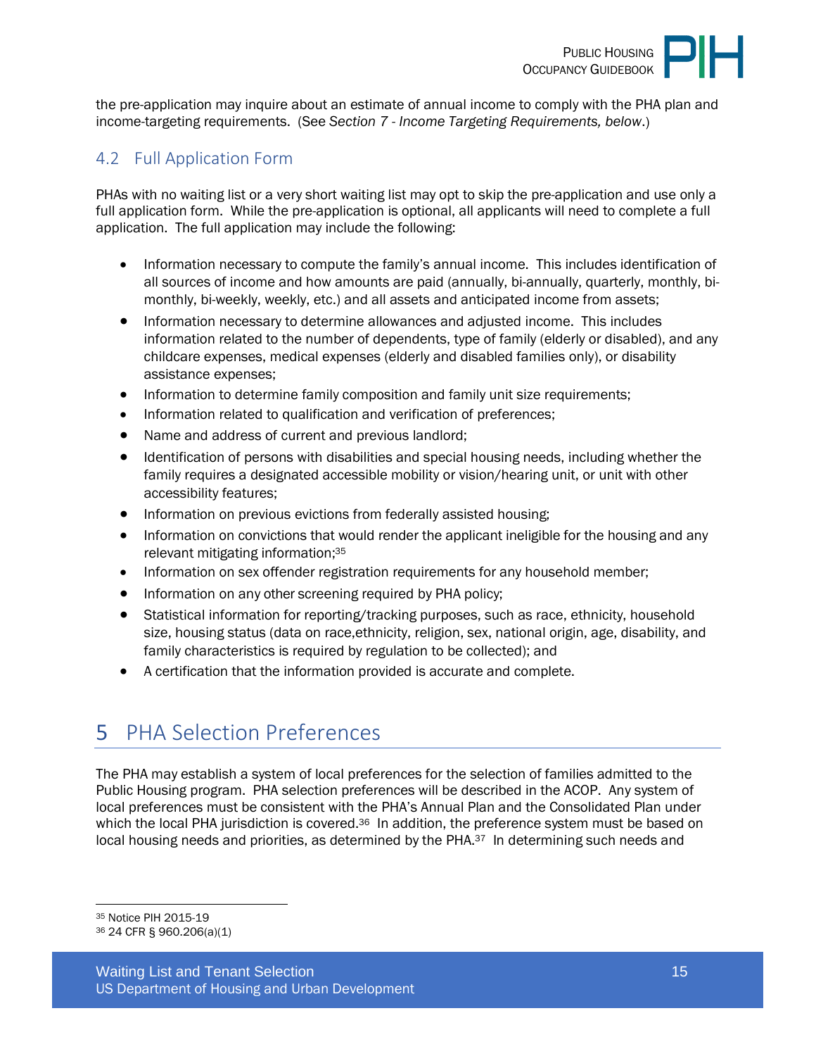the pre-application may inquire about an estimate of annual income to comply with the PHA plan and income-targeting requirements. (See *Section 7 - Income Targeting Requirements, below*.)

## 4.2 Full Application Form

PHAs with no waiting list or a very short waiting list may opt to skip the pre-application and use only a full application form. While the pre-application is optional, all applicants will need to complete a full application. The full application may include the following:

- Information necessary to compute the family's annual income. This includes identification of all sources of income and how amounts are paid (annually, bi-annually, quarterly, monthly, bi-monthly, bi-weekly, weekly, etc.) and all assets and anticipated income from assets;
- Information necessary to determine allowances and adjusted income. This includes information related to the number of dependents, type of family (elderly or disabled), and any childcare expenses, medical expenses (elderly and disabled families only), or disability assistance expenses;
- Information to determine family composition and family unit size requirements;
- Information related to qualification and verification of preferences;
- Name and address of current and previous landlord;
- Identification of persons with disabilities and special housing needs, including whether the family requires a designated accessible mobility or vision/hearing unit, or unit with other accessibility features;
- Information on previous evictions from federally assisted housing;
- Information on convictions that would render the applicant ineligible for the housing and any relevant mitigating information;[35]
- Information on sex offender registration requirements for any household member;
- Information on any other screening required by PHA policy;
- Statistical information for reporting/tracking purposes, such as race, ethnicity, household size, housing status (data on race,ethnicity, religion, sex, national origin, age, disability, and family characteristics is required by regulation to be collected); and
- A certification that the information provided is accurate and complete.

# 5 PHA Selection Preferences

The PHA may establish a system of local preferences for the selection of families admitted to the Public Housing program. PHA selection preferences will be described in the ACOP. Any system of local preferences must be consistent with the PHA's Annual Plan and the Consolidated Plan under which the local PHA jurisdiction is covered.[36] In addition, the preference system must be based on local housing needs and priorities, as determined by the PHA.[37] In determining such needs and

[35] Notice PIH 2015-19

[36] 24 CFR § 960.206(a)(1)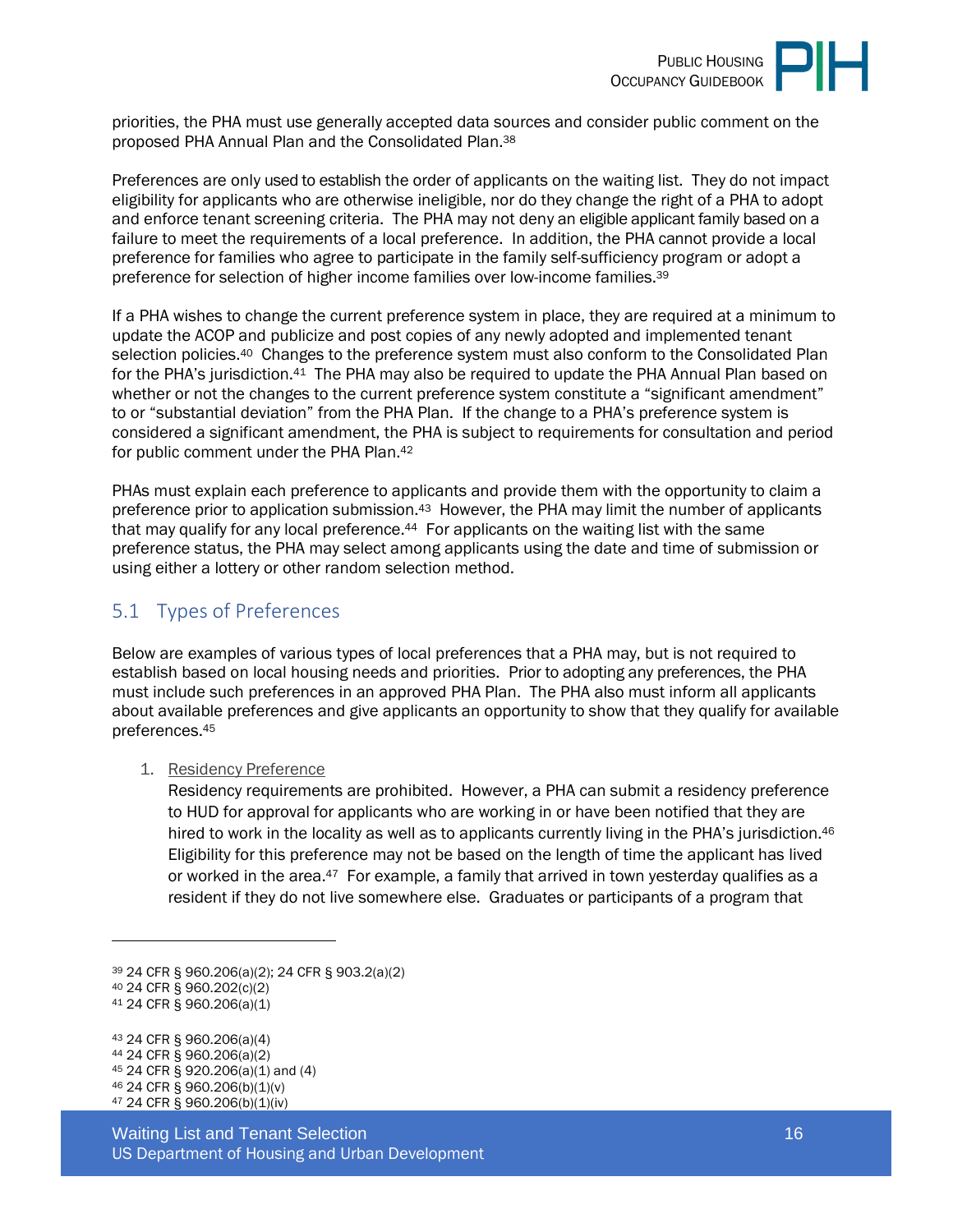priorities, the PHA must use generally accepted data sources and consider public comment on the proposed PHA Annual Plan and the Consolidated Plan.[38]

Preferences are only used to establish the order of applicants on the waiting list. They do not impact eligibility for applicants who are otherwise ineligible, nor do they change the right of a PHA to adopt and enforce tenant screening criteria. The PHA may not deny an eligible applicant family based on a failure to meet the requirements of a local preference. In addition, the PHA cannot provide a local preference for families who agree to participate in the family self-sufficiency program or adopt a preference for selection of higher income families over low-income families.[39]

If a PHA wishes to change the current preference system in place, they are required at a minimum to update the ACOP and publicize and post copies of any newly adopted and implemented tenant selection policies.[40] Changes to the preference system must also conform to the Consolidated Plan for the PHA's jurisdiction.[41] The PHA may also be required to update the PHA Annual Plan based on whether or not the changes to the current preference system constitute a "significant amendment" to or "substantial deviation" from the PHA Plan. If the change to a PHA's preference system is considered a significant amendment, the PHA is subject to requirements for consultation and period for public comment under the PHA Plan.[42]

PHAs must explain each preference to applicants and provide them with the opportunity to claim a preference prior to application submission.[43] However, the PHA may limit the number of applicants that may qualify for any local preference.[44] For applicants on the waiting list with the same preference status, the PHA may select among applicants using the date and time of submission or using either a lottery or other random selection method.

## 5.1 Types of Preferences

Below are examples of various types of local preferences that a PHA may, but is not required to establish based on local housing needs and priorities. Prior to adopting any preferences, the PHA must include such preferences in an approved PHA Plan. The PHA also must inform all applicants about available preferences and give applicants an opportunity to show that they qualify for available preferences.[45]

1. Residency Preference
   Residency requirements are prohibited. However, a PHA can submit a residency preference to HUD for approval for applicants who are working in or have been notified that they are hired to work in the locality as well as to applicants currently living in the PHA's jurisdiction.[46] Eligibility for this preference may not be based on the length of time the applicant has lived or worked in the area.[47] For example, a family that arrived in town yesterday qualifies as a resident if they do not live somewhere else. Graduates or participants of a program that

---

[39] 24 CFR § 960.206(a)(2); 24 CFR § 903.2(a)(2)
[40] 24 CFR § 960.202(c)(2)
[41] 24 CFR § 960.206(a)(1)

[43] 24 CFR § 960.206(a)(4)
[44] 24 CFR § 960.206(a)(2)
[45] 24 CFR § 920.206(a)(1) and (4)
[46] 24 CFR § 960.206(b)(1)(v)
[47] 24 CFR § 960.206(b)(1)(iv)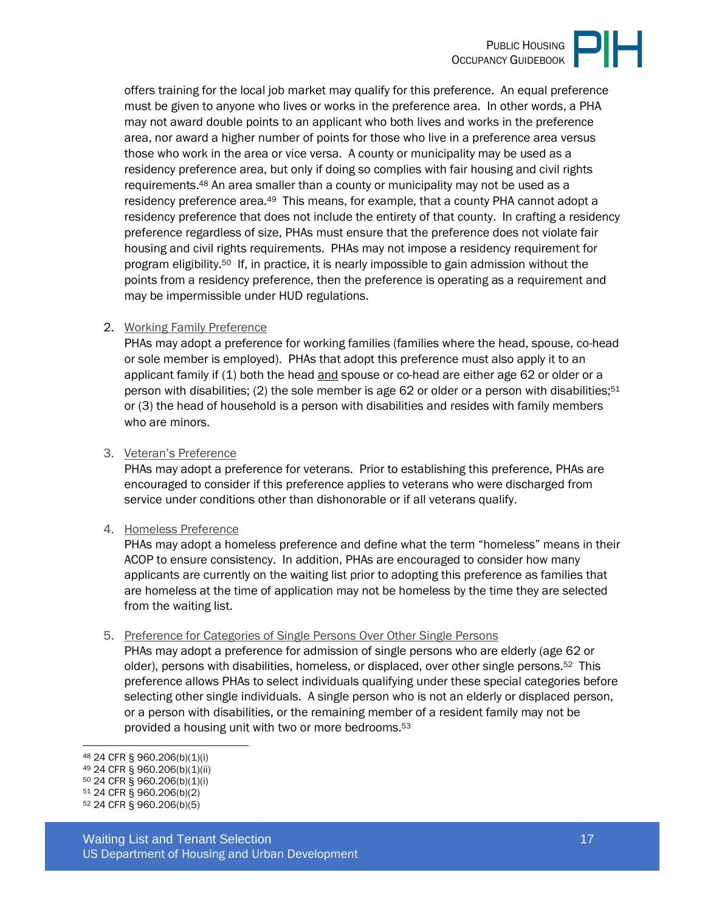offers training for the local job market may qualify for this preference. An equal preference must be given to anyone who lives or works in the preference area. In other words, a PHA may not award double points to an applicant who both lives and works in the preference area, nor award a higher number of points for those who live in a preference area versus those who work in the area or vice versa. A county or municipality may be used as a residency preference area, but only if doing so complies with fair housing and civil rights requirements.[48] An area smaller than a county or municipality may not be used as a residency preference area.[49] This means, for example, that a county PHA cannot adopt a residency preference that does not include the entirety of that county. In crafting a residency preference regardless of size, PHAs must ensure that the preference does not violate fair housing and civil rights requirements. PHAs may not impose a residency requirement for program eligibility.[50] If, in practice, it is nearly impossible to gain admission without the points from a residency preference, then the preference is operating as a requirement and may be impermissible under HUD regulations.

2. Working Family Preference

   PHAs may adopt a preference for working families (families where the head, spouse, co-head or sole member is employed). PHAs that adopt this preference must also apply it to an applicant family if (1) both the head and spouse or co-head are either age 62 or older or a person with disabilities; (2) the sole member is age 62 or older or a person with disabilities;[51] or (3) the head of household is a person with disabilities and resides with family members who are minors.

3. Veteran's Preference

   PHAs may adopt a preference for veterans. Prior to establishing this preference, PHAs are encouraged to consider if this preference applies to veterans who were discharged from service under conditions other than dishonorable or if all veterans qualify.

4. Homeless Preference

   PHAs may adopt a homeless preference and define what the term "homeless" means in their ACOP to ensure consistency. In addition, PHAs are encouraged to consider how many applicants are currently on the waiting list prior to adopting this preference as families that are homeless at the time of application may not be homeless by the time they are selected from the waiting list.

5. Preference for Categories of Single Persons Over Other Single Persons

   PHAs may adopt a preference for admission of single persons who are elderly (age 62 or older), persons with disabilities, homeless, or displaced, over other single persons.[52] This preference allows PHAs to select individuals qualifying under these special categories before selecting other single individuals. A single person who is not an elderly or displaced person, or a person with disabilities, or the remaining member of a resident family may not be provided a housing unit with two or more bedrooms.[53]

---

[48] 24 CFR § 960.206(b)(1)(i)

[49] 24 CFR § 960.206(b)(1)(ii)

[50] 24 CFR § 960.206(b)(1)(i)

[51] 24 CFR § 960.206(b)(2)

[52] 24 CFR § 960.206(b)(5)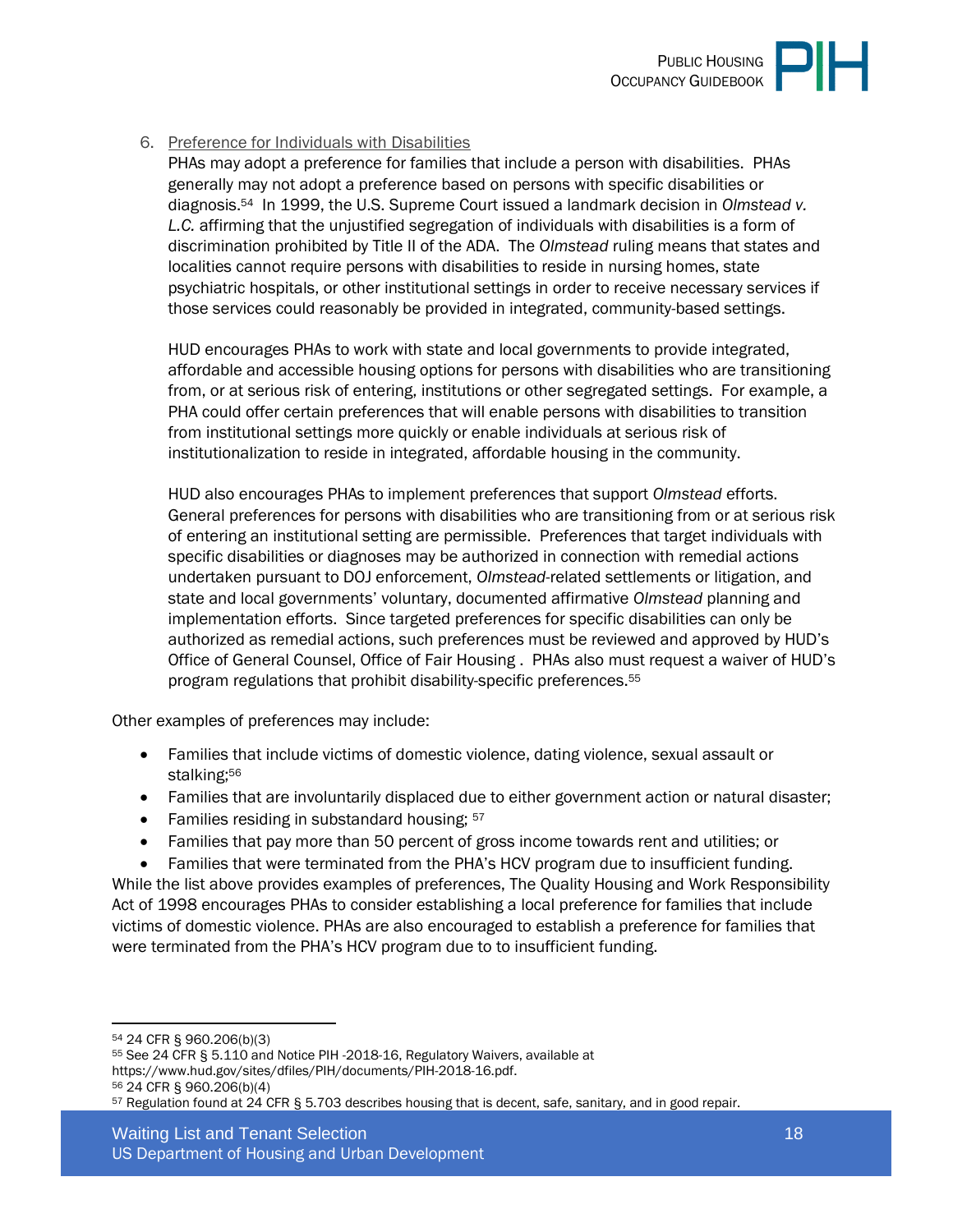6. Preference for Individuals with Disabilities

   PHAs may adopt a preference for families that include a person with disabilities. PHAs generally may not adopt a preference based on persons with specific disabilities or diagnosis.[54] In 1999, the U.S. Supreme Court issued a landmark decision in *Olmstead v. L.C.* affirming that the unjustified segregation of individuals with disabilities is a form of discrimination prohibited by Title II of the ADA. The *Olmstead* ruling means that states and localities cannot require persons with disabilities to reside in nursing homes, state psychiatric hospitals, or other institutional settings in order to receive necessary services if those services could reasonably be provided in integrated, community-based settings.

   HUD encourages PHAs to work with state and local governments to provide integrated, affordable and accessible housing options for persons with disabilities who are transitioning from, or at serious risk of entering, institutions or other segregated settings. For example, a PHA could offer certain preferences that will enable persons with disabilities to transition from institutional settings more quickly or enable individuals at serious risk of institutionalization to reside in integrated, affordable housing in the community.

   HUD also encourages PHAs to implement preferences that support *Olmstead* efforts. General preferences for persons with disabilities who are transitioning from or at serious risk of entering an institutional setting are permissible. Preferences that target individuals with specific disabilities or diagnoses may be authorized in connection with remedial actions undertaken pursuant to DOJ enforcement, *Olmstead*-related settlements or litigation, and state and local governments' voluntary, documented affirmative *Olmstead* planning and implementation efforts. Since targeted preferences for specific disabilities can only be authorized as remedial actions, such preferences must be reviewed and approved by HUD's Office of General Counsel, Office of Fair Housing . PHAs also must request a waiver of HUD's program regulations that prohibit disability-specific preferences.[55]

Other examples of preferences may include:

- Families that include victims of domestic violence, dating violence, sexual assault or stalking;[56]
- Families that are involuntarily displaced due to either government action or natural disaster;
- Families residing in substandard housing; [57]
- Families that pay more than 50 percent of gross income towards rent and utilities; or
- Families that were terminated from the PHA's HCV program due to insufficient funding.

While the list above provides examples of preferences, The Quality Housing and Work Responsibility Act of 1998 encourages PHAs to consider establishing a local preference for families that include victims of domestic violence. PHAs are also encouraged to establish a preference for families that were terminated from the PHA's HCV program due to to insufficient funding.

---

[54] 24 CFR § 960.206(b)(3)

[55] See 24 CFR § 5.110 and Notice PIH -2018-16, Regulatory Waivers, available at https://www.hud.gov/sites/dfiles/PIH/documents/PIH-2018-16.pdf.

[56] 24 CFR § 960.206(b)(4)

[57] Regulation found at 24 CFR § 5.703 describes housing that is decent, safe, sanitary, and in good repair.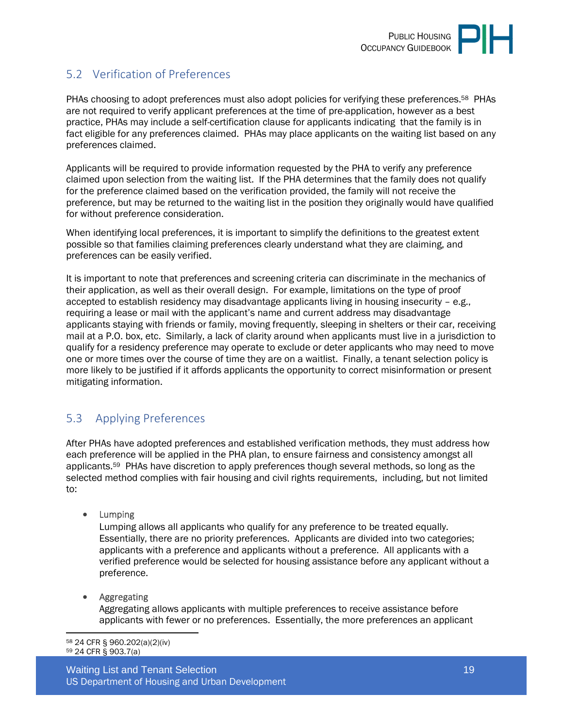## 5.2 Verification of Preferences

PHAs choosing to adopt preferences must also adopt policies for verifying these preferences.[58] PHAs are not required to verify applicant preferences at the time of pre-application, however as a best practice, PHAs may include a self-certification clause for applicants indicating that the family is in fact eligible for any preferences claimed. PHAs may place applicants on the waiting list based on any preferences claimed.

Applicants will be required to provide information requested by the PHA to verify any preference claimed upon selection from the waiting list. If the PHA determines that the family does not qualify for the preference claimed based on the verification provided, the family will not receive the preference, but may be returned to the waiting list in the position they originally would have qualified for without preference consideration.

When identifying local preferences, it is important to simplify the definitions to the greatest extent possible so that families claiming preferences clearly understand what they are claiming, and preferences can be easily verified.

It is important to note that preferences and screening criteria can discriminate in the mechanics of their application, as well as their overall design. For example, limitations on the type of proof accepted to establish residency may disadvantage applicants living in housing insecurity – e.g., requiring a lease or mail with the applicant's name and current address may disadvantage applicants staying with friends or family, moving frequently, sleeping in shelters or their car, receiving mail at a P.O. box, etc. Similarly, a lack of clarity around when applicants must live in a jurisdiction to qualify for a residency preference may operate to exclude or deter applicants who may need to move one or more times over the course of time they are on a waitlist. Finally, a tenant selection policy is more likely to be justified if it affords applicants the opportunity to correct misinformation or present mitigating information.

## 5.3 Applying Preferences

After PHAs have adopted preferences and established verification methods, they must address how each preference will be applied in the PHA plan, to ensure fairness and consistency amongst all applicants.[59] PHAs have discretion to apply preferences though several methods, so long as the selected method complies with fair housing and civil rights requirements, including, but not limited to:

- Lumping
  Lumping allows all applicants who qualify for any preference to be treated equally. Essentially, there are no priority preferences. Applicants are divided into two categories; applicants with a preference and applicants without a preference. All applicants with a verified preference would be selected for housing assistance before any applicant without a preference.

- Aggregating
  Aggregating allows applicants with multiple preferences to receive assistance before applicants with fewer or no preferences. Essentially, the more preferences an applicant

---

[58] 24 CFR § 960.202(a)(2)(iv)
[59] 24 CFR § 903.7(a)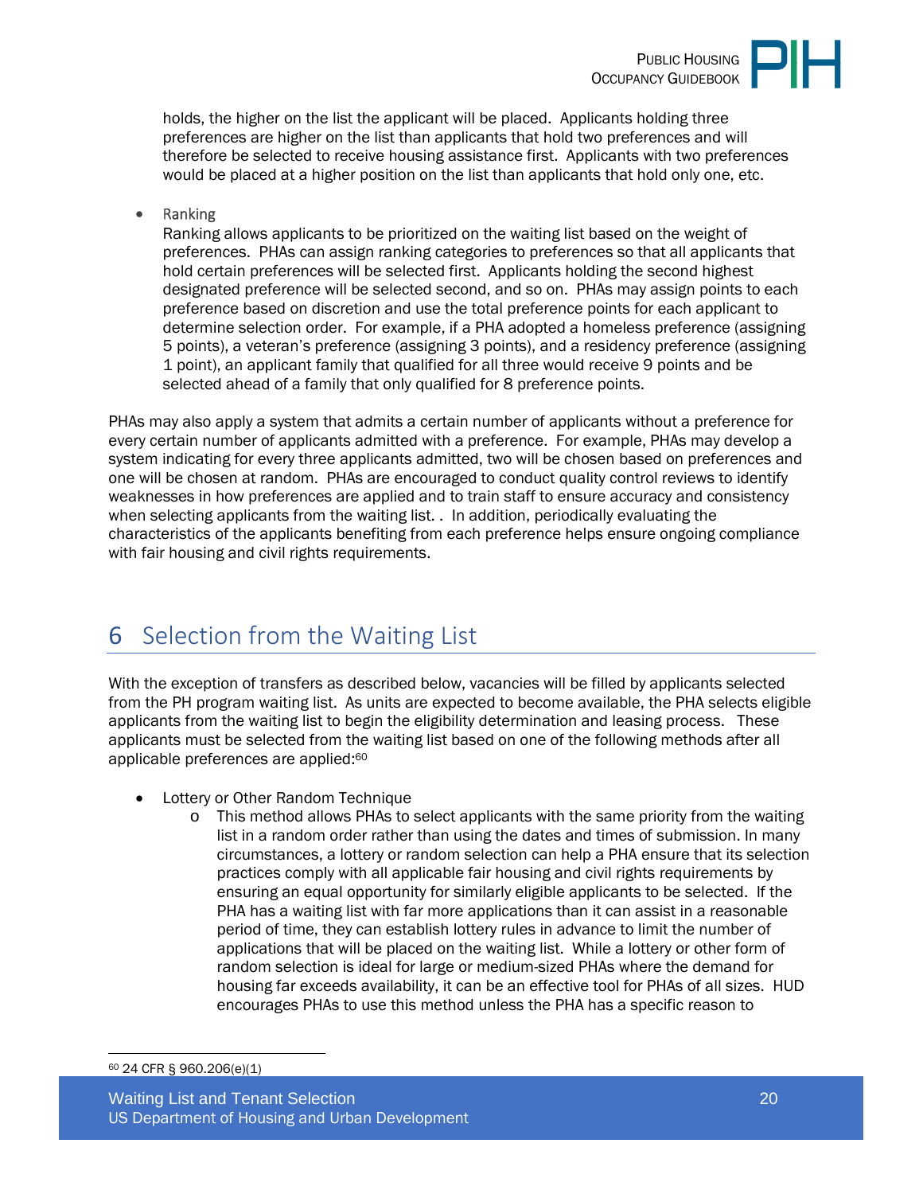holds, the higher on the list the applicant will be placed. Applicants holding three preferences are higher on the list than applicants that hold two preferences and will therefore be selected to receive housing assistance first. Applicants with two preferences would be placed at a higher position on the list than applicants that hold only one, etc.

- Ranking

  Ranking allows applicants to be prioritized on the waiting list based on the weight of preferences. PHAs can assign ranking categories to preferences so that all applicants that hold certain preferences will be selected first. Applicants holding the second highest designated preference will be selected second, and so on. PHAs may assign points to each preference based on discretion and use the total preference points for each applicant to determine selection order. For example, if a PHA adopted a homeless preference (assigning 5 points), a veteran's preference (assigning 3 points), and a residency preference (assigning 1 point), an applicant family that qualified for all three would receive 9 points and be selected ahead of a family that only qualified for 8 preference points.

PHAs may also apply a system that admits a certain number of applicants without a preference for every certain number of applicants admitted with a preference. For example, PHAs may develop a system indicating for every three applicants admitted, two will be chosen based on preferences and one will be chosen at random. PHAs are encouraged to conduct quality control reviews to identify weaknesses in how preferences are applied and to train staff to ensure accuracy and consistency when selecting applicants from the waiting list. . In addition, periodically evaluating the characteristics of the applicants benefiting from each preference helps ensure ongoing compliance with fair housing and civil rights requirements.

# 6 Selection from the Waiting List

With the exception of transfers as described below, vacancies will be filled by applicants selected from the PH program waiting list. As units are expected to become available, the PHA selects eligible applicants from the waiting list to begin the eligibility determination and leasing process. These applicants must be selected from the waiting list based on one of the following methods after all applicable preferences are applied:[60]

- Lottery or Other Random Technique
  - This method allows PHAs to select applicants with the same priority from the waiting list in a random order rather than using the dates and times of submission. In many circumstances, a lottery or random selection can help a PHA ensure that its selection practices comply with all applicable fair housing and civil rights requirements by ensuring an equal opportunity for similarly eligible applicants to be selected. If the PHA has a waiting list with far more applications than it can assist in a reasonable period of time, they can establish lottery rules in advance to limit the number of applications that will be placed on the waiting list. While a lottery or other form of random selection is ideal for large or medium-sized PHAs where the demand for housing far exceeds availability, it can be an effective tool for PHAs of all sizes. HUD encourages PHAs to use this method unless the PHA has a specific reason to

[60] 24 CFR § 960.206(e)(1)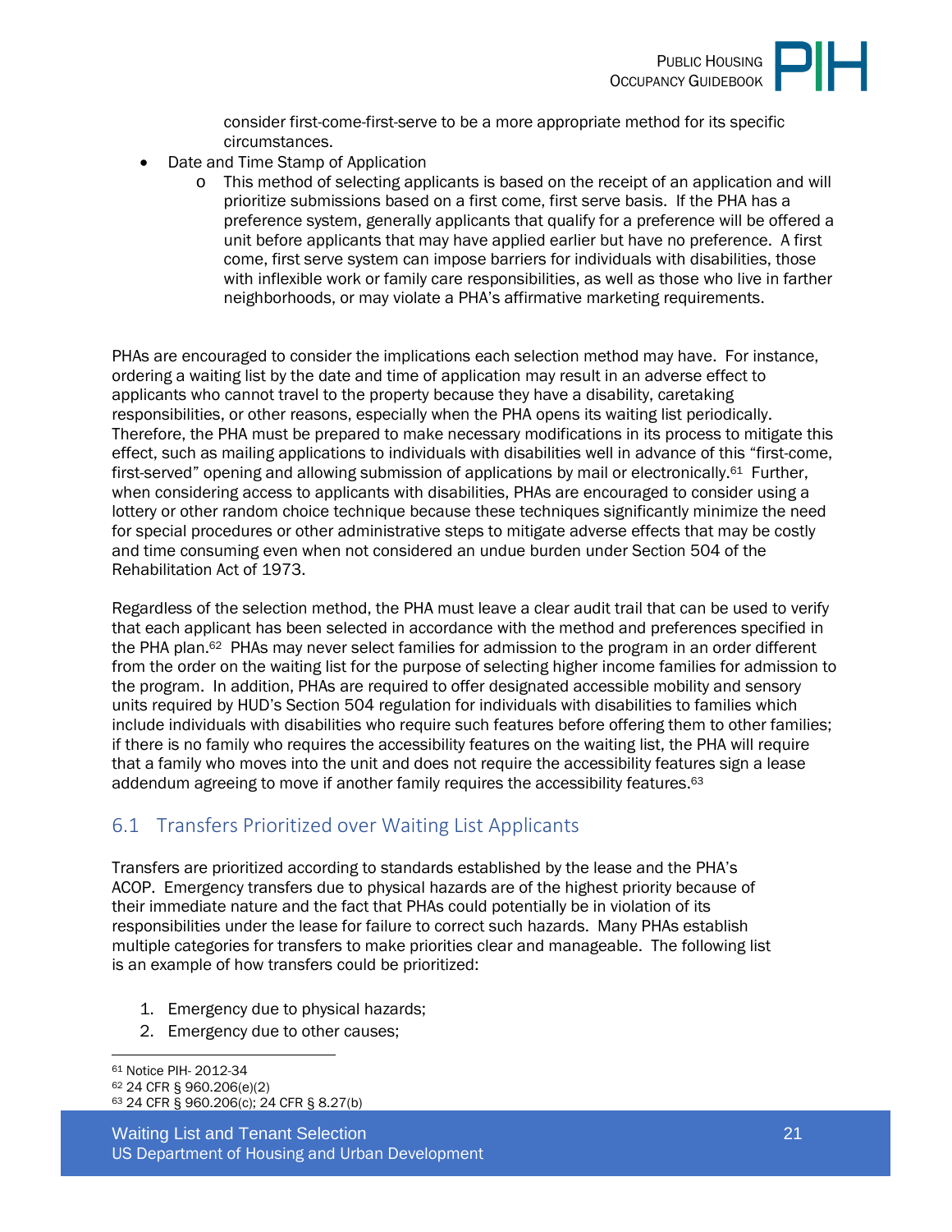consider first-come-first-serve to be a more appropriate method for its specific circumstances.

- Date and Time Stamp of Application
    - This method of selecting applicants is based on the receipt of an application and will prioritize submissions based on a first come, first serve basis. If the PHA has a preference system, generally applicants that qualify for a preference will be offered a unit before applicants that may have applied earlier but have no preference. A first come, first serve system can impose barriers for individuals with disabilities, those with inflexible work or family care responsibilities, as well as those who live in farther neighborhoods, or may violate a PHA's affirmative marketing requirements.

PHAs are encouraged to consider the implications each selection method may have. For instance, ordering a waiting list by the date and time of application may result in an adverse effect to applicants who cannot travel to the property because they have a disability, caretaking responsibilities, or other reasons, especially when the PHA opens its waiting list periodically. Therefore, the PHA must be prepared to make necessary modifications in its process to mitigate this effect, such as mailing applications to individuals with disabilities well in advance of this "first-come, first-served" opening and allowing submission of applications by mail or electronically.[61] Further, when considering access to applicants with disabilities, PHAs are encouraged to consider using a lottery or other random choice technique because these techniques significantly minimize the need for special procedures or other administrative steps to mitigate adverse effects that may be costly and time consuming even when not considered an undue burden under Section 504 of the Rehabilitation Act of 1973.

Regardless of the selection method, the PHA must leave a clear audit trail that can be used to verify that each applicant has been selected in accordance with the method and preferences specified in the PHA plan.[62] PHAs may never select families for admission to the program in an order different from the order on the waiting list for the purpose of selecting higher income families for admission to the program. In addition, PHAs are required to offer designated accessible mobility and sensory units required by HUD's Section 504 regulation for individuals with disabilities to families which include individuals with disabilities who require such features before offering them to other families; if there is no family who requires the accessibility features on the waiting list, the PHA will require that a family who moves into the unit and does not require the accessibility features sign a lease addendum agreeing to move if another family requires the accessibility features.[63]

## 6.1 Transfers Prioritized over Waiting List Applicants

Transfers are prioritized according to standards established by the lease and the PHA's ACOP. Emergency transfers due to physical hazards are of the highest priority because of their immediate nature and the fact that PHAs could potentially be in violation of its responsibilities under the lease for failure to correct such hazards. Many PHAs establish multiple categories for transfers to make priorities clear and manageable. The following list is an example of how transfers could be prioritized:

1. Emergency due to physical hazards;
2. Emergency due to other causes;

[61] Notice PIH- 2012-34

[62] 24 CFR § 960.206(e)(2)

[63] 24 CFR § 960.206(c); 24 CFR § 8.27(b)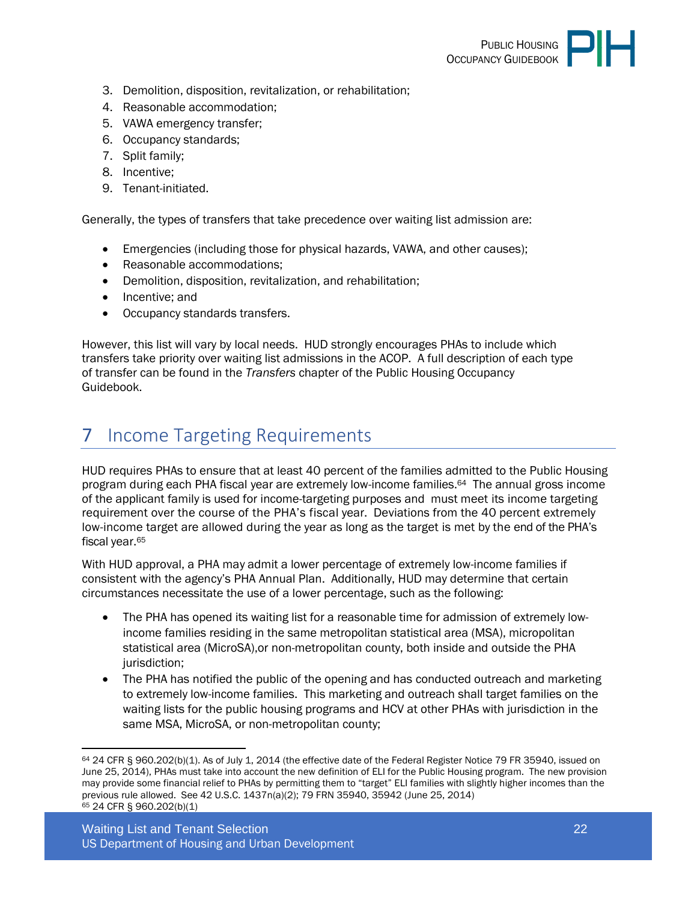3. Demolition, disposition, revitalization, or rehabilitation;
4. Reasonable accommodation;
5. VAWA emergency transfer;
6. Occupancy standards;
7. Split family;
8. Incentive;
9. Tenant-initiated.

Generally, the types of transfers that take precedence over waiting list admission are:

- Emergencies (including those for physical hazards, VAWA, and other causes);
- Reasonable accommodations;
- Demolition, disposition, revitalization, and rehabilitation;
- Incentive; and
- Occupancy standards transfers.

However, this list will vary by local needs. HUD strongly encourages PHAs to include which transfers take priority over waiting list admissions in the ACOP. A full description of each type of transfer can be found in the *Transfers* chapter of the Public Housing Occupancy Guidebook.

# 7 Income Targeting Requirements

HUD requires PHAs to ensure that at least 40 percent of the families admitted to the Public Housing program during each PHA fiscal year are extremely low-income families.[64] The annual gross income of the applicant family is used for income-targeting purposes and must meet its income targeting requirement over the course of the PHA's fiscal year. Deviations from the 40 percent extremely low-income target are allowed during the year as long as the target is met by the end of the PHA's fiscal year.[65]

With HUD approval, a PHA may admit a lower percentage of extremely low-income families if consistent with the agency's PHA Annual Plan. Additionally, HUD may determine that certain circumstances necessitate the use of a lower percentage, such as the following:

- The PHA has opened its waiting list for a reasonable time for admission of extremely low-income families residing in the same metropolitan statistical area (MSA), micropolitan statistical area (MicroSA),or non-metropolitan county, both inside and outside the PHA jurisdiction;
- The PHA has notified the public of the opening and has conducted outreach and marketing to extremely low-income families. This marketing and outreach shall target families on the waiting lists for the public housing programs and HCV at other PHAs with jurisdiction in the same MSA, MicroSA, or non-metropolitan county;

---

[64] 24 CFR § 960.202(b)(1). As of July 1, 2014 (the effective date of the Federal Register Notice 79 FR 35940, issued on June 25, 2014), PHAs must take into account the new definition of ELI for the Public Housing program. The new provision may provide some financial relief to PHAs by permitting them to "target" ELI families with slightly higher incomes than the previous rule allowed. See 42 U.S.C. 1437n(a)(2); 79 FRN 35940, 35942 (June 25, 2014)

[65] 24 CFR § 960.202(b)(1)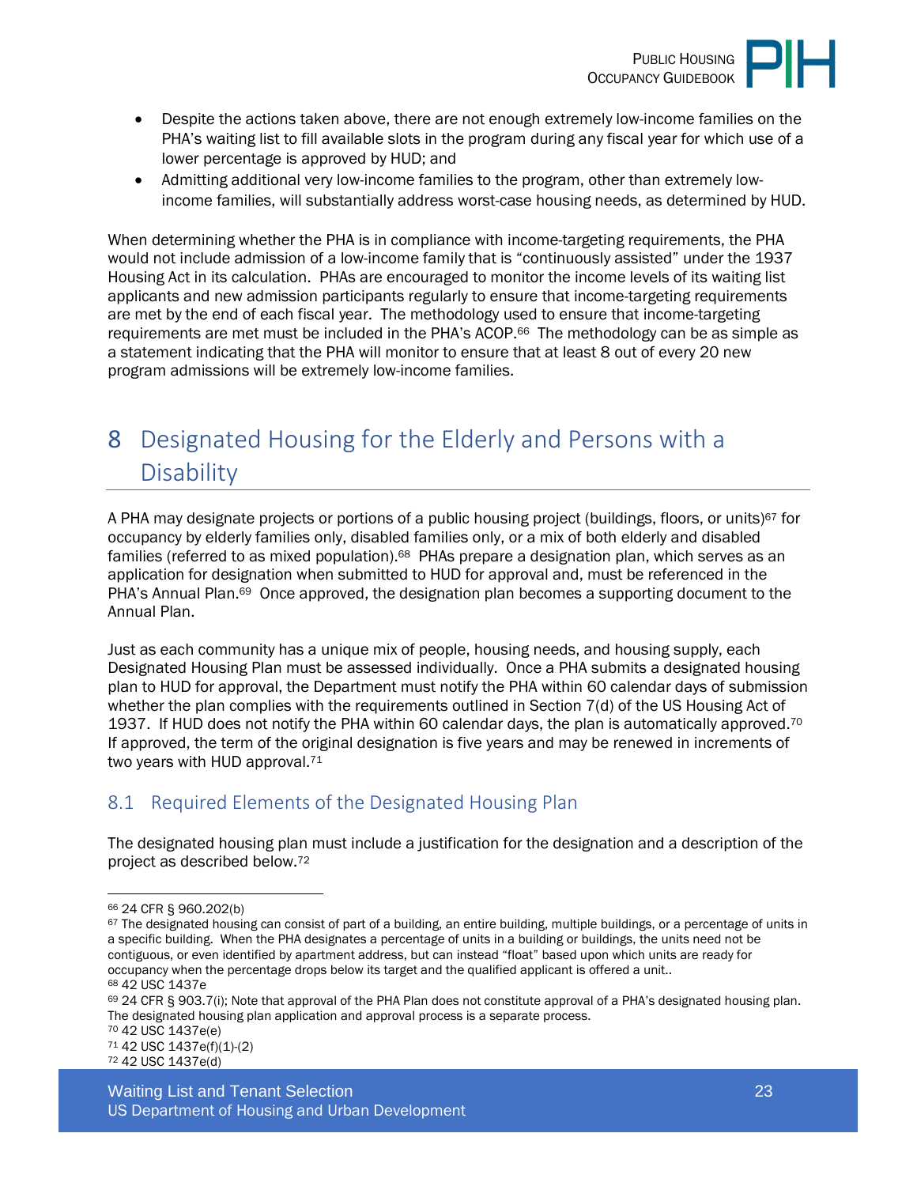- Despite the actions taken above, there are not enough extremely low-income families on the PHA's waiting list to fill available slots in the program during any fiscal year for which use of a lower percentage is approved by HUD; and
- Admitting additional very low-income families to the program, other than extremely low-income families, will substantially address worst-case housing needs, as determined by HUD.

When determining whether the PHA is in compliance with income-targeting requirements, the PHA would not include admission of a low-income family that is "continuously assisted" under the 1937 Housing Act in its calculation. PHAs are encouraged to monitor the income levels of its waiting list applicants and new admission participants regularly to ensure that income-targeting requirements are met by the end of each fiscal year. The methodology used to ensure that income-targeting requirements are met must be included in the PHA's ACOP.[66] The methodology can be as simple as a statement indicating that the PHA will monitor to ensure that at least 8 out of every 20 new program admissions will be extremely low-income families.

# 8 Designated Housing for the Elderly and Persons with a Disability

A PHA may designate projects or portions of a public housing project (buildings, floors, or units)[67] for occupancy by elderly families only, disabled families only, or a mix of both elderly and disabled families (referred to as mixed population).[68] PHAs prepare a designation plan, which serves as an application for designation when submitted to HUD for approval and, must be referenced in the PHA's Annual Plan.[69] Once approved, the designation plan becomes a supporting document to the Annual Plan.

Just as each community has a unique mix of people, housing needs, and housing supply, each Designated Housing Plan must be assessed individually. Once a PHA submits a designated housing plan to HUD for approval, the Department must notify the PHA within 60 calendar days of submission whether the plan complies with the requirements outlined in Section 7(d) of the US Housing Act of 1937. If HUD does not notify the PHA within 60 calendar days, the plan is automatically approved.[70] If approved, the term of the original designation is five years and may be renewed in increments of two years with HUD approval.[71]

## 8.1 Required Elements of the Designated Housing Plan

The designated housing plan must include a justification for the designation and a description of the project as described below.[72]

---

[66] 24 CFR § 960.202(b)

[67] The designated housing can consist of part of a building, an entire building, multiple buildings, or a percentage of units in a specific building. When the PHA designates a percentage of units in a building or buildings, the units need not be contiguous, or even identified by apartment address, but can instead "float" based upon which units are ready for occupancy when the percentage drops below its target and the qualified applicant is offered a unit..

[68] 42 USC 1437e

[69] 24 CFR § 903.7(i); Note that approval of the PHA Plan does not constitute approval of a PHA's designated housing plan. The designated housing plan application and approval process is a separate process.

[70] 42 USC 1437e(e)

[71] 42 USC 1437e(f)(1)-(2)

[72] 42 USC 1437e(d)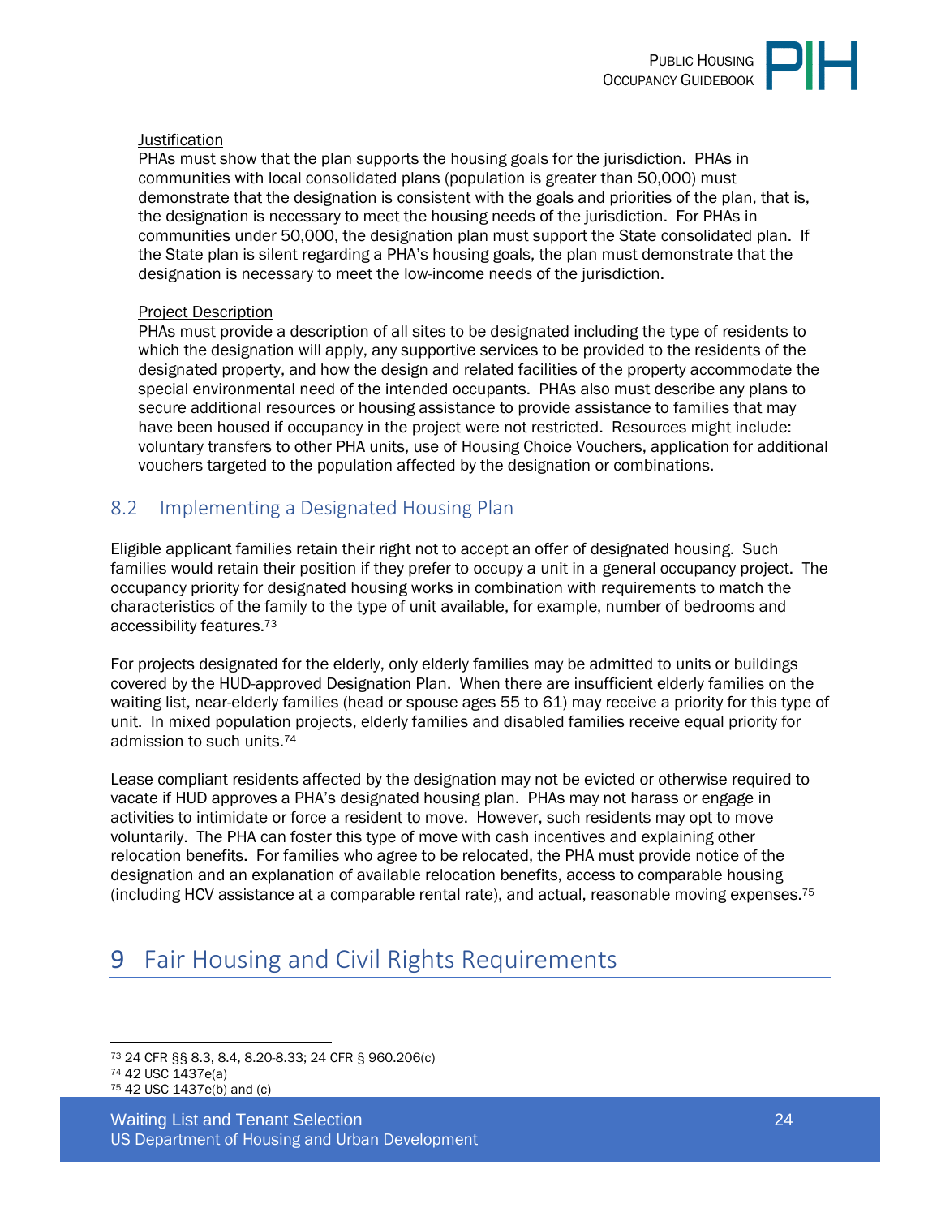Justification

PHAs must show that the plan supports the housing goals for the jurisdiction. PHAs in communities with local consolidated plans (population is greater than 50,000) must demonstrate that the designation is consistent with the goals and priorities of the plan, that is, the designation is necessary to meet the housing needs of the jurisdiction. For PHAs in communities under 50,000, the designation plan must support the State consolidated plan. If the State plan is silent regarding a PHA's housing goals, the plan must demonstrate that the designation is necessary to meet the low-income needs of the jurisdiction.

Project Description

PHAs must provide a description of all sites to be designated including the type of residents to which the designation will apply, any supportive services to be provided to the residents of the designated property, and how the design and related facilities of the property accommodate the special environmental need of the intended occupants. PHAs also must describe any plans to secure additional resources or housing assistance to provide assistance to families that may have been housed if occupancy in the project were not restricted. Resources might include: voluntary transfers to other PHA units, use of Housing Choice Vouchers, application for additional vouchers targeted to the population affected by the designation or combinations.

## 8.2 Implementing a Designated Housing Plan

Eligible applicant families retain their right not to accept an offer of designated housing. Such families would retain their position if they prefer to occupy a unit in a general occupancy project. The occupancy priority for designated housing works in combination with requirements to match the characteristics of the family to the type of unit available, for example, number of bedrooms and accessibility features.[73]

For projects designated for the elderly, only elderly families may be admitted to units or buildings covered by the HUD-approved Designation Plan. When there are insufficient elderly families on the waiting list, near-elderly families (head or spouse ages 55 to 61) may receive a priority for this type of unit. In mixed population projects, elderly families and disabled families receive equal priority for admission to such units.[74]

Lease compliant residents affected by the designation may not be evicted or otherwise required to vacate if HUD approves a PHA's designated housing plan. PHAs may not harass or engage in activities to intimidate or force a resident to move. However, such residents may opt to move voluntarily. The PHA can foster this type of move with cash incentives and explaining other relocation benefits. For families who agree to be relocated, the PHA must provide notice of the designation and an explanation of available relocation benefits, access to comparable housing (including HCV assistance at a comparable rental rate), and actual, reasonable moving expenses.[75]

# 9 Fair Housing and Civil Rights Requirements

---

[73] 24 CFR §§ 8.3, 8.4, 8.20-8.33; 24 CFR § 960.206(c)

[74] 42 USC 1437e(a)

[75] 42 USC 1437e(b) and (c)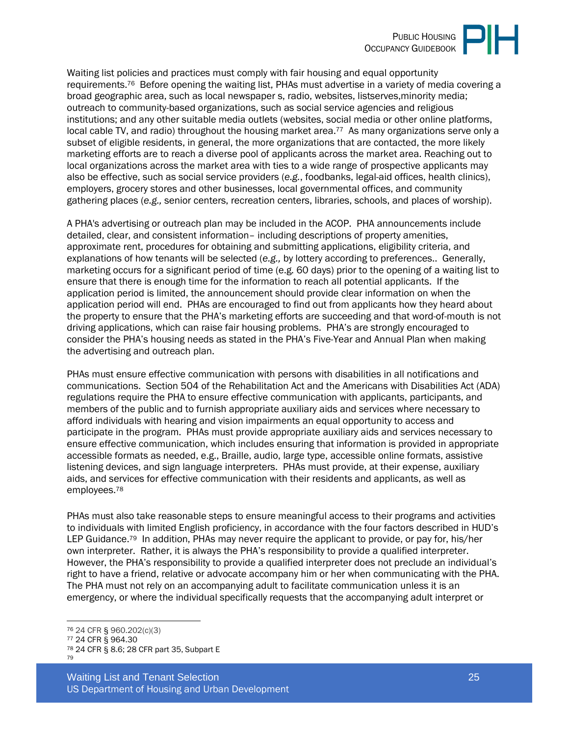Waiting list policies and practices must comply with fair housing and equal opportunity requirements.[76] Before opening the waiting list, PHAs must advertise in a variety of media covering a broad geographic area, such as local newspaper s, radio, websites, listserves,minority media; outreach to community-based organizations, such as social service agencies and religious institutions; and any other suitable media outlets (websites, social media or other online platforms, local cable TV, and radio) throughout the housing market area.[77] As many organizations serve only a subset of eligible residents, in general, the more organizations that are contacted, the more likely marketing efforts are to reach a diverse pool of applicants across the market area. Reaching out to local organizations across the market area with ties to a wide range of prospective applicants may also be effective, such as social service providers (*e.g.*, foodbanks, legal-aid offices, health clinics), employers, grocery stores and other businesses, local governmental offices, and community gathering places (*e.g.,* senior centers, recreation centers, libraries, schools, and places of worship).

A PHA's advertising or outreach plan may be included in the ACOP. PHA announcements include detailed, clear, and consistent information– including descriptions of property amenities, approximate rent, procedures for obtaining and submitting applications, eligibility criteria, and explanations of how tenants will be selected (*e.g.,* by lottery according to preferences.. Generally, marketing occurs for a significant period of time (e.g. 60 days) prior to the opening of a waiting list to ensure that there is enough time for the information to reach all potential applicants. If the application period is limited, the announcement should provide clear information on when the application period will end. PHAs are encouraged to find out from applicants how they heard about the property to ensure that the PHA's marketing efforts are succeeding and that word-of-mouth is not driving applications, which can raise fair housing problems. PHA's are strongly encouraged to consider the PHA's housing needs as stated in the PHA's Five-Year and Annual Plan when making the advertising and outreach plan.

PHAs must ensure effective communication with persons with disabilities in all notifications and communications. Section 504 of the Rehabilitation Act and the Americans with Disabilities Act (ADA) regulations require the PHA to ensure effective communication with applicants, participants, and members of the public and to furnish appropriate auxiliary aids and services where necessary to afford individuals with hearing and vision impairments an equal opportunity to access and participate in the program. PHAs must provide appropriate auxiliary aids and services necessary to ensure effective communication, which includes ensuring that information is provided in appropriate accessible formats as needed, e.g., Braille, audio, large type, accessible online formats, assistive listening devices, and sign language interpreters. PHAs must provide, at their expense, auxiliary aids, and services for effective communication with their residents and applicants, as well as employees.[78]

PHAs must also take reasonable steps to ensure meaningful access to their programs and activities to individuals with limited English proficiency, in accordance with the four factors described in HUD's LEP Guidance.[79] In addition, PHAs may never require the applicant to provide, or pay for, his/her own interpreter. Rather, it is always the PHA's responsibility to provide a qualified interpreter. However, the PHA's responsibility to provide a qualified interpreter does not preclude an individual's right to have a friend, relative or advocate accompany him or her when communicating with the PHA. The PHA must not rely on an accompanying adult to facilitate communication unless it is an emergency, or where the individual specifically requests that the accompanying adult interpret or

---

[76] 24 CFR § 960.202(c)(3)
[77] 24 CFR § 964.30
[78] 24 CFR § 8.6; 28 CFR part 35, Subpart E
[79]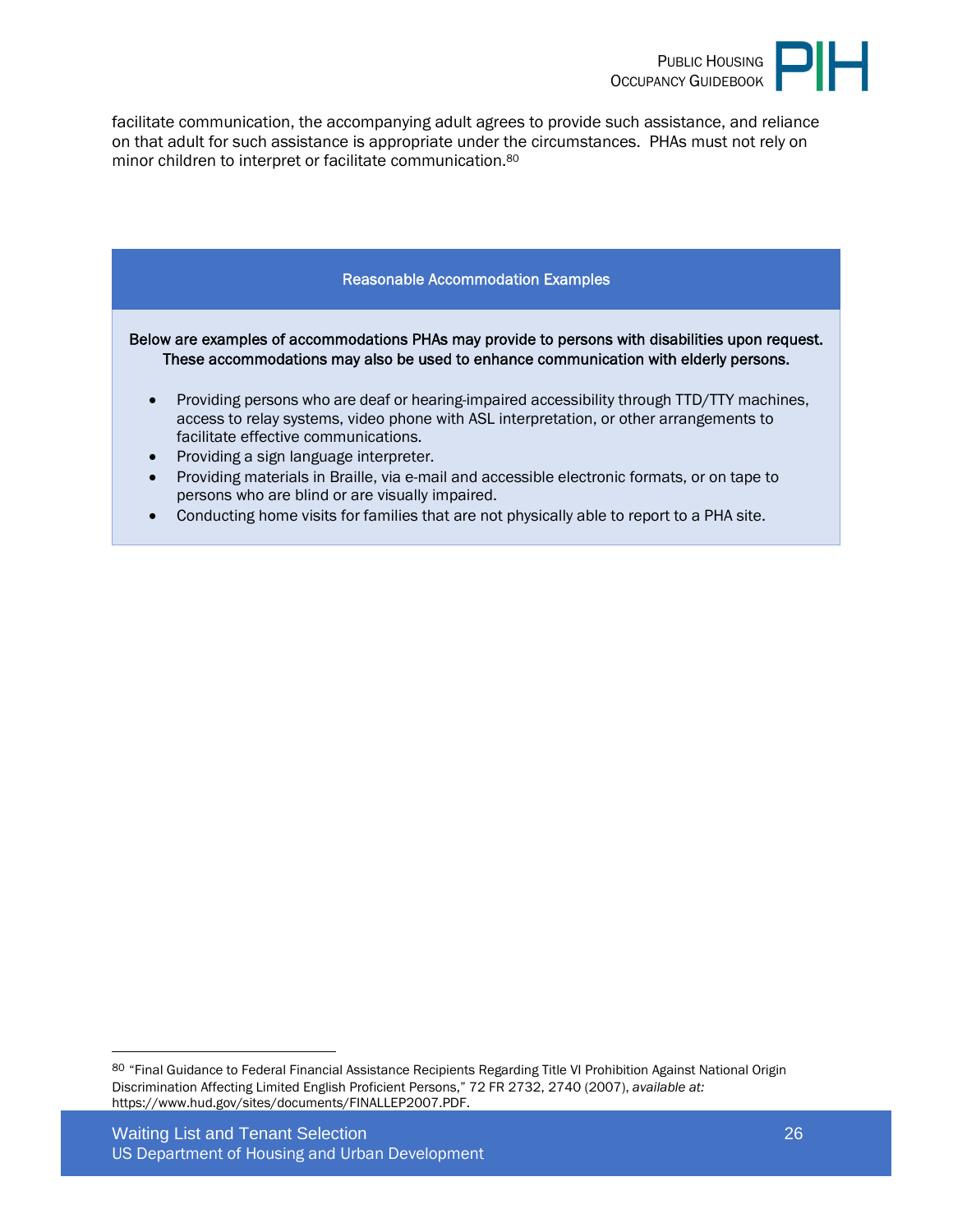facilitate communication, the accompanying adult agrees to provide such assistance, and reliance on that adult for such assistance is appropriate under the circumstances. PHAs must not rely on minor children to interpret or facilitate communication.[80]

### Reasonable Accommodation Examples

**Below are examples of accommodations PHAs may provide to persons with disabilities upon request. These accommodations may also be used to enhance communication with elderly persons.**

- Providing persons who are deaf or hearing-impaired accessibility through TTD/TTY machines, access to relay systems, video phone with ASL interpretation, or other arrangements to facilitate effective communications.
- Providing a sign language interpreter.
- Providing materials in Braille, via e-mail and accessible electronic formats, or on tape to persons who are blind or are visually impaired.
- Conducting home visits for families that are not physically able to report to a PHA site.

---

[80] "Final Guidance to Federal Financial Assistance Recipients Regarding Title VI Prohibition Against National Origin Discrimination Affecting Limited English Proficient Persons," 72 FR 2732, 2740 (2007), *available at:* https://www.hud.gov/sites/documents/FINALLEP2007.PDF.